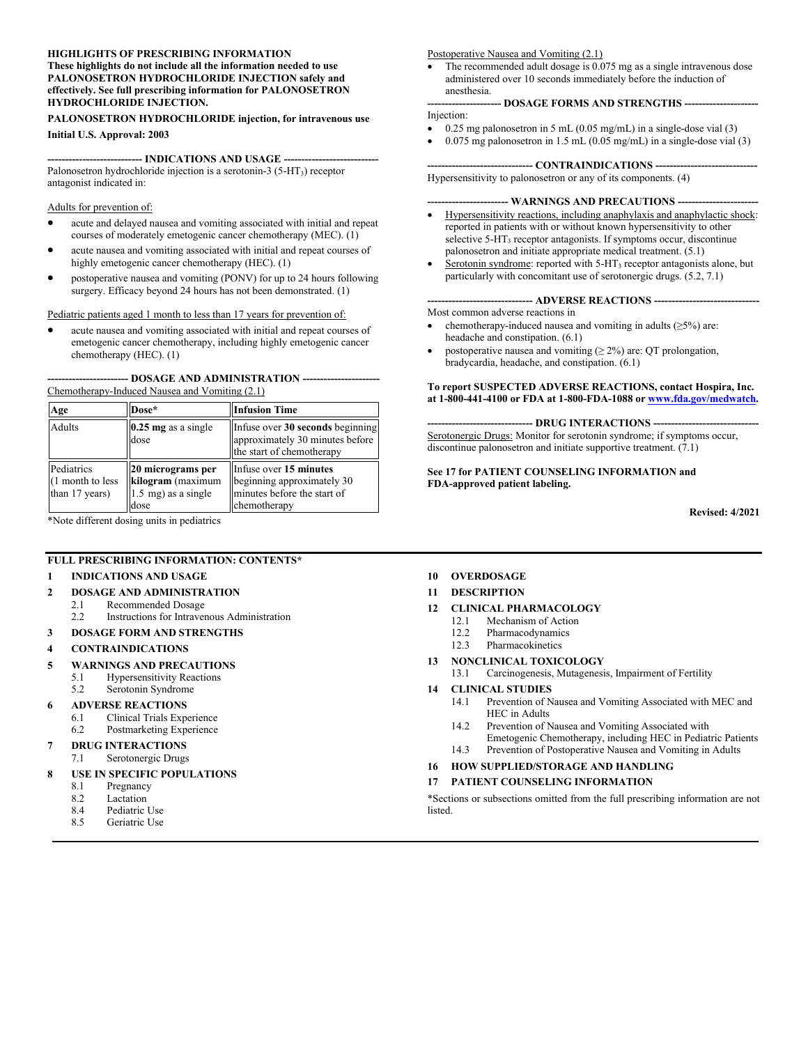**HIGHLIGHTS OF PRESCRIBING INFORMATION**
**These highlights do not include all the information needed to use PALONOSETRON HYDROCHLORIDE INJECTION safely and effectively. See full prescribing information for PALONOSETRON HYDROCHLORIDE INJECTION.**

**PALONOSETRON HYDROCHLORIDE injection, for intravenous use**

**Initial U.S. Approval: 2003**

## INDICATIONS AND USAGE

Palonosetron hydrochloride injection is a serotonin-3 ($5\text{-HT}_3$) receptor antagonist indicated in:

Adults for prevention of:

- acute and delayed nausea and vomiting associated with initial and repeat courses of moderately emetogenic cancer chemotherapy (MEC). (1)
- acute nausea and vomiting associated with initial and repeat courses of highly emetogenic cancer chemotherapy (HEC). (1)
- postoperative nausea and vomiting (PONV) for up to 24 hours following surgery. Efficacy beyond 24 hours has not been demonstrated. (1)

Pediatric patients aged 1 month to less than 17 years for prevention of:

- acute nausea and vomiting associated with initial and repeat courses of emetogenic cancer chemotherapy, including highly emetogenic cancer chemotherapy (HEC). (1)

## DOSAGE AND ADMINISTRATION

Chemotherapy-Induced Nausea and Vomiting (2.1)

| Age | Dose* | Infusion Time |
|---|---|---|
| Adults | **0.25 mg** as a single dose | Infuse over **30 seconds** beginning approximately 30 minutes before the start of chemotherapy |
| Pediatrics (1 month to less than 17 years) | **20 micrograms per kilogram** (maximum 1.5 mg) as a single dose | Infuse over **15 minutes** beginning approximately 30 minutes before the start of chemotherapy |

*Note different dosing units in pediatrics

Postoperative Nausea and Vomiting (2.1)

- The recommended adult dosage is 0.075 mg as a single intravenous dose administered over 10 seconds immediately before the induction of anesthesia.

## DOSAGE FORMS AND STRENGTHS

Injection:

- 0.25 mg palonosetron in 5 mL (0.05 mg/mL) in a single-dose vial (3)
- 0.075 mg palonosetron in 1.5 mL (0.05 mg/mL) in a single-dose vial (3)

## CONTRAINDICATIONS

Hypersensitivity to palonosetron or any of its components. (4)

## WARNINGS AND PRECAUTIONS

- Hypersensitivity reactions, including anaphylaxis and anaphylactic shock: reported in patients with or without known hypersensitivity to other selective $5\text{-HT}_3$ receptor antagonists. If symptoms occur, discontinue palonosetron and initiate appropriate medical treatment. (5.1)
- Serotonin syndrome: reported with $5\text{-HT}_3$ receptor antagonists alone, but particularly with concomitant use of serotonergic drugs. (5.2, 7.1)

## ADVERSE REACTIONS

Most common adverse reactions in

- chemotherapy-induced nausea and vomiting in adults (≥5%) are: headache and constipation. (6.1)
- postoperative nausea and vomiting (≥ 2%) are: QT prolongation, bradycardia, headache, and constipation. (6.1)

**To report SUSPECTED ADVERSE REACTIONS, contact Hospira, Inc. at 1-800-441-4100 or FDA at 1-800-FDA-1088 or www.fda.gov/medwatch.**

## DRUG INTERACTIONS

Serotonergic Drugs: Monitor for serotonin syndrome; if symptoms occur, discontinue palonosetron and initiate supportive treatment. (7.1)

**See 17 for PATIENT COUNSELING INFORMATION and FDA-approved patient labeling.**

**Revised: 4/2021**

## FULL PRESCRIBING INFORMATION: CONTENTS*

**1 INDICATIONS AND USAGE**

**2 DOSAGE AND ADMINISTRATION**
- 2.1 Recommended Dosage
- 2.2 Instructions for Intravenous Administration

**3 DOSAGE FORM AND STRENGTHS**

**4 CONTRAINDICATIONS**

**5 WARNINGS AND PRECAUTIONS**
- 5.1 Hypersensitivity Reactions
- 5.2 Serotonin Syndrome

**6 ADVERSE REACTIONS**
- 6.1 Clinical Trials Experience
- 6.2 Postmarketing Experience

**7 DRUG INTERACTIONS**
- 7.1 Serotonergic Drugs

**8 USE IN SPECIFIC POPULATIONS**
- 8.1 Pregnancy
- 8.2 Lactation
- 8.4 Pediatric Use
- 8.5 Geriatric Use

**10 OVERDOSAGE**

**11 DESCRIPTION**

**12 CLINICAL PHARMACOLOGY**
- 12.1 Mechanism of Action
- 12.2 Pharmacodynamics
- 12.3 Pharmacokinetics

**13 NONCLINICAL TOXICOLOGY**
- 13.1 Carcinogenesis, Mutagenesis, Impairment of Fertility

**14 CLINICAL STUDIES**
- 14.1 Prevention of Nausea and Vomiting Associated with MEC and HEC in Adults
- 14.2 Prevention of Nausea and Vomiting Associated with Emetogenic Chemotherapy, including HEC in Pediatric Patients
- 14.3 Prevention of Postoperative Nausea and Vomiting in Adults

**16 HOW SUPPLIED/STORAGE AND HANDLING**

**17 PATIENT COUNSELING INFORMATION**

*Sections or subsections omitted from the full prescribing information are not listed.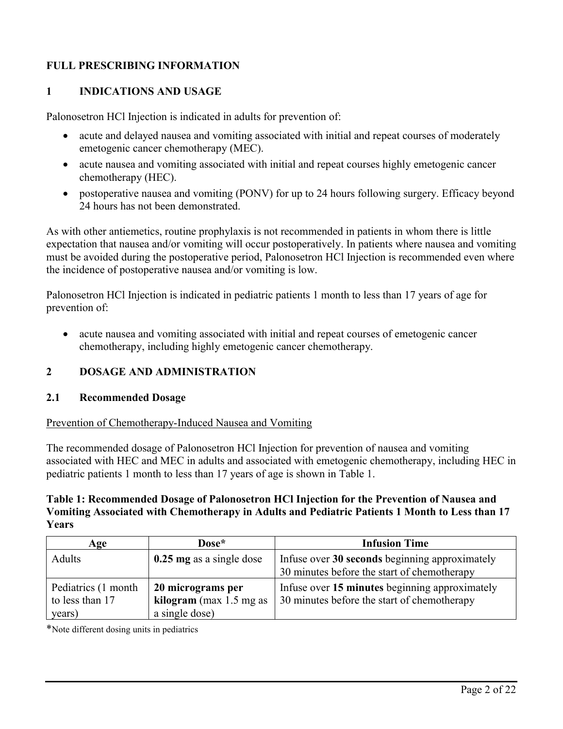# FULL PRESCRIBING INFORMATION

## 1 INDICATIONS AND USAGE

Palonosetron HCl Injection is indicated in adults for prevention of:

- acute and delayed nausea and vomiting associated with initial and repeat courses of moderately emetogenic cancer chemotherapy (MEC).
- acute nausea and vomiting associated with initial and repeat courses highly emetogenic cancer chemotherapy (HEC).
- postoperative nausea and vomiting (PONV) for up to 24 hours following surgery. Efficacy beyond 24 hours has not been demonstrated.

As with other antiemetics, routine prophylaxis is not recommended in patients in whom there is little expectation that nausea and/or vomiting will occur postoperatively. In patients where nausea and vomiting must be avoided during the postoperative period, Palonosetron HCl Injection is recommended even where the incidence of postoperative nausea and/or vomiting is low.

Palonosetron HCl Injection is indicated in pediatric patients 1 month to less than 17 years of age for prevention of:

- acute nausea and vomiting associated with initial and repeat courses of emetogenic cancer chemotherapy, including highly emetogenic cancer chemotherapy.

## 2 DOSAGE AND ADMINISTRATION

### 2.1 Recommended Dosage

Prevention of Chemotherapy-Induced Nausea and Vomiting

The recommended dosage of Palonosetron HCl Injection for prevention of nausea and vomiting associated with HEC and MEC in adults and associated with emetogenic chemotherapy, including HEC in pediatric patients 1 month to less than 17 years of age is shown in Table 1.

**Table 1: Recommended Dosage of Palonosetron HCl Injection for the Prevention of Nausea and Vomiting Associated with Chemotherapy in Adults and Pediatric Patients 1 Month to Less than 17 Years**

| Age | Dose* | Infusion Time |
|---|---|---|
| Adults | **0.25 mg** as a single dose | Infuse over **30 seconds** beginning approximately 30 minutes before the start of chemotherapy |
| Pediatrics (1 month to less than 17 years) | **20 micrograms per kilogram** (max 1.5 mg as a single dose) | Infuse over **15 minutes** beginning approximately 30 minutes before the start of chemotherapy |

*Note different dosing units in pediatrics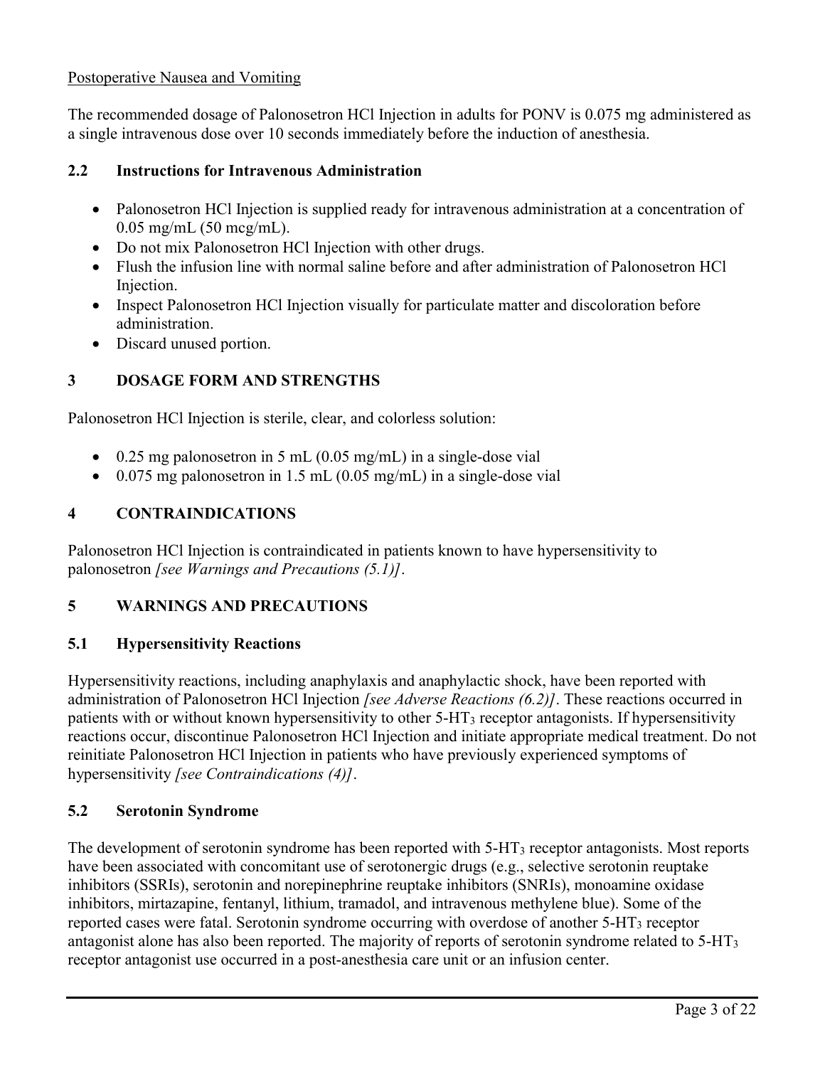Postoperative Nausea and Vomiting

The recommended dosage of Palonosetron HCl Injection in adults for PONV is 0.075 mg administered as a single intravenous dose over 10 seconds immediately before the induction of anesthesia.

### 2.2 Instructions for Intravenous Administration

- Palonosetron HCl Injection is supplied ready for intravenous administration at a concentration of 0.05 mg/mL (50 mcg/mL).
- Do not mix Palonosetron HCl Injection with other drugs.
- Flush the infusion line with normal saline before and after administration of Palonosetron HCl Injection.
- Inspect Palonosetron HCl Injection visually for particulate matter and discoloration before administration.
- Discard unused portion.

## 3 DOSAGE FORM AND STRENGTHS

Palonosetron HCl Injection is sterile, clear, and colorless solution:

- 0.25 mg palonosetron in 5 mL (0.05 mg/mL) in a single-dose vial
- 0.075 mg palonosetron in 1.5 mL (0.05 mg/mL) in a single-dose vial

## 4 CONTRAINDICATIONS

Palonosetron HCl Injection is contraindicated in patients known to have hypersensitivity to palonosetron *[see Warnings and Precautions (5.1)]*.

## 5 WARNINGS AND PRECAUTIONS

### 5.1 Hypersensitivity Reactions

Hypersensitivity reactions, including anaphylaxis and anaphylactic shock, have been reported with administration of Palonosetron HCl Injection *[see Adverse Reactions (6.2)]*. These reactions occurred in patients with or without known hypersensitivity to other 5-$HT_3$ receptor antagonists. If hypersensitivity reactions occur, discontinue Palonosetron HCl Injection and initiate appropriate medical treatment. Do not reinitiate Palonosetron HCl Injection in patients who have previously experienced symptoms of hypersensitivity *[see Contraindications (4)]*.

### 5.2 Serotonin Syndrome

The development of serotonin syndrome has been reported with 5-$HT_3$ receptor antagonists. Most reports have been associated with concomitant use of serotonergic drugs (e.g., selective serotonin reuptake inhibitors (SSRIs), serotonin and norepinephrine reuptake inhibitors (SNRIs), monoamine oxidase inhibitors, mirtazapine, fentanyl, lithium, tramadol, and intravenous methylene blue). Some of the reported cases were fatal. Serotonin syndrome occurring with overdose of another 5-$HT_3$ receptor antagonist alone has also been reported. The majority of reports of serotonin syndrome related to 5-$HT_3$ receptor antagonist use occurred in a post-anesthesia care unit or an infusion center.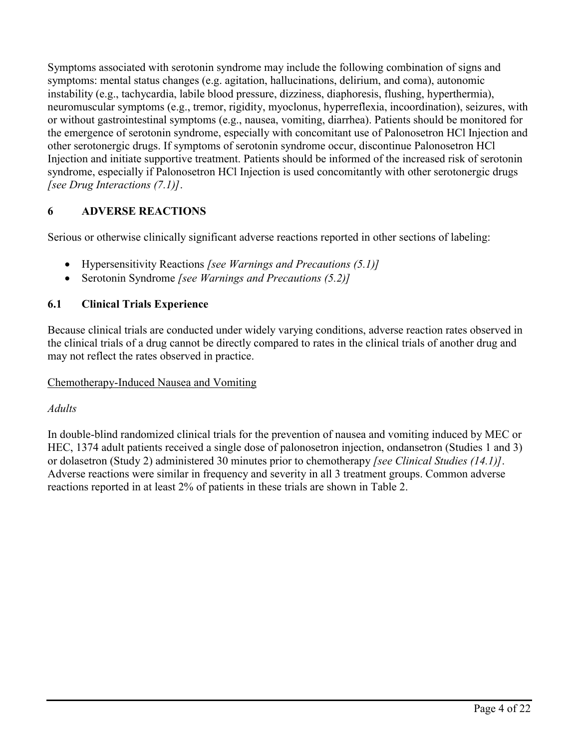Symptoms associated with serotonin syndrome may include the following combination of signs and symptoms: mental status changes (e.g. agitation, hallucinations, delirium, and coma), autonomic instability (e.g., tachycardia, labile blood pressure, dizziness, diaphoresis, flushing, hyperthermia), neuromuscular symptoms (e.g., tremor, rigidity, myoclonus, hyperreflexia, incoordination), seizures, with or without gastrointestinal symptoms (e.g., nausea, vomiting, diarrhea). Patients should be monitored for the emergence of serotonin syndrome, especially with concomitant use of Palonosetron HCl Injection and other serotonergic drugs. If symptoms of serotonin syndrome occur, discontinue Palonosetron HCl Injection and initiate supportive treatment. Patients should be informed of the increased risk of serotonin syndrome, especially if Palonosetron HCl Injection is used concomitantly with other serotonergic drugs *[see Drug Interactions (7.1)]*.

## 6 ADVERSE REACTIONS

Serious or otherwise clinically significant adverse reactions reported in other sections of labeling:

- Hypersensitivity Reactions *[see Warnings and Precautions (5.1)]*
- Serotonin Syndrome *[see Warnings and Precautions (5.2)]*

### 6.1 Clinical Trials Experience

Because clinical trials are conducted under widely varying conditions, adverse reaction rates observed in the clinical trials of a drug cannot be directly compared to rates in the clinical trials of another drug and may not reflect the rates observed in practice.

Chemotherapy-Induced Nausea and Vomiting

*Adults*

In double-blind randomized clinical trials for the prevention of nausea and vomiting induced by MEC or HEC, 1374 adult patients received a single dose of palonosetron injection, ondansetron (Studies 1 and 3) or dolasetron (Study 2) administered 30 minutes prior to chemotherapy *[see Clinical Studies (14.1)]*. Adverse reactions were similar in frequency and severity in all 3 treatment groups. Common adverse reactions reported in at least 2% of patients in these trials are shown in Table 2.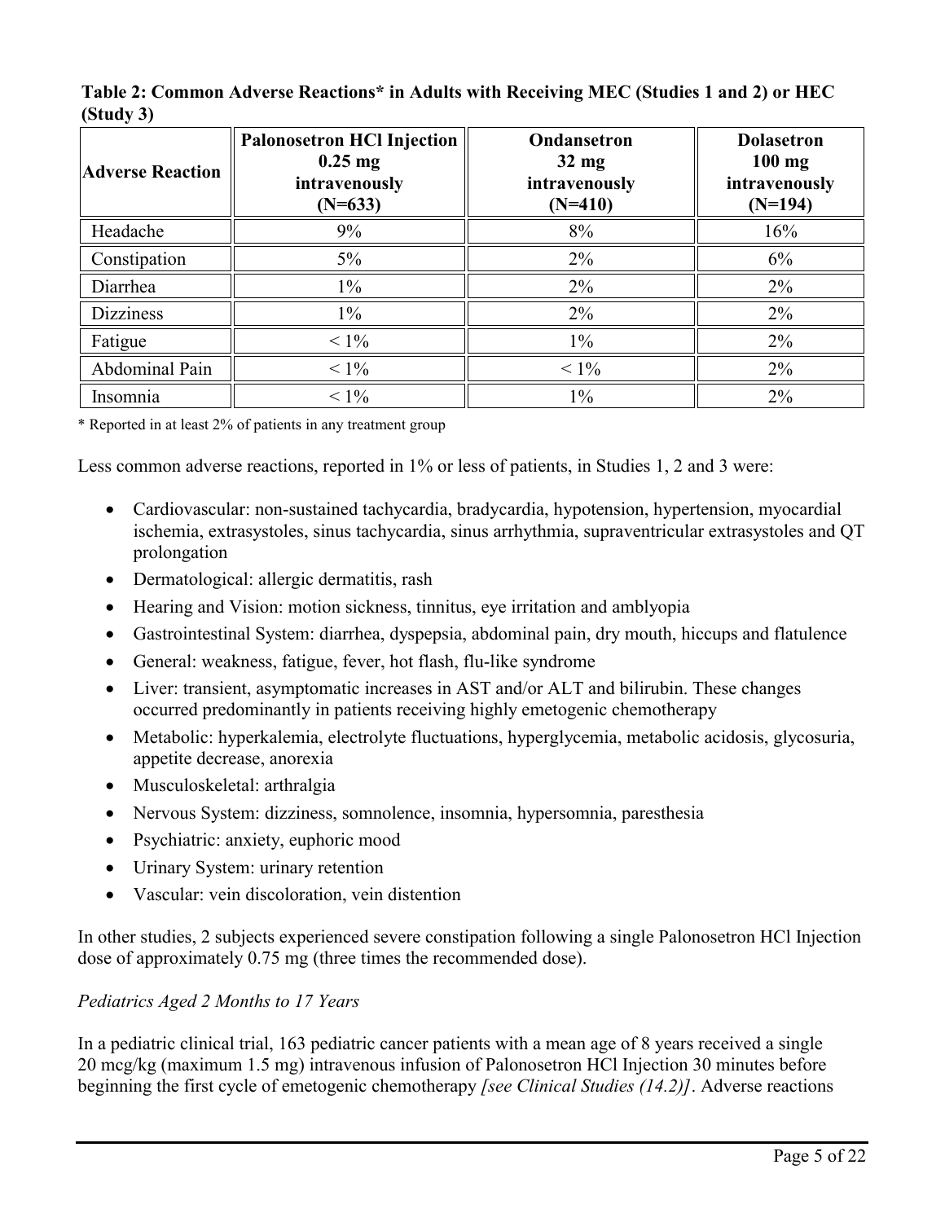**Table 2: Common Adverse Reactions* in Adults with Receiving MEC (Studies 1 and 2) or HEC (Study 3)**

| Adverse Reaction | Palonosetron HCl Injection 0.25 mg intravenously (N=633) | Ondansetron 32 mg intravenously (N=410) | Dolasetron 100 mg intravenously (N=194) |
|---|---|---|---|
| Headache | 9% | 8% | 16% |
| Constipation | 5% | 2% | 6% |
| Diarrhea | 1% | 2% | 2% |
| Dizziness | 1% | 2% | 2% |
| Fatigue | < 1% | 1% | 2% |
| Abdominal Pain | < 1% | < 1% | 2% |
| Insomnia | < 1% | 1% | 2% |

* Reported in at least 2% of patients in any treatment group

Less common adverse reactions, reported in 1% or less of patients, in Studies 1, 2 and 3 were:

- Cardiovascular: non-sustained tachycardia, bradycardia, hypotension, hypertension, myocardial ischemia, extrasystoles, sinus tachycardia, sinus arrhythmia, supraventricular extrasystoles and QT prolongation
- Dermatological: allergic dermatitis, rash
- Hearing and Vision: motion sickness, tinnitus, eye irritation and amblyopia
- Gastrointestinal System: diarrhea, dyspepsia, abdominal pain, dry mouth, hiccups and flatulence
- General: weakness, fatigue, fever, hot flash, flu-like syndrome
- Liver: transient, asymptomatic increases in AST and/or ALT and bilirubin. These changes occurred predominantly in patients receiving highly emetogenic chemotherapy
- Metabolic: hyperkalemia, electrolyte fluctuations, hyperglycemia, metabolic acidosis, glycosuria, appetite decrease, anorexia
- Musculoskeletal: arthralgia
- Nervous System: dizziness, somnolence, insomnia, hypersomnia, paresthesia
- Psychiatric: anxiety, euphoric mood
- Urinary System: urinary retention
- Vascular: vein discoloration, vein distention

In other studies, 2 subjects experienced severe constipation following a single Palonosetron HCl Injection dose of approximately 0.75 mg (three times the recommended dose).

*Pediatrics Aged 2 Months to 17 Years*

In a pediatric clinical trial, 163 pediatric cancer patients with a mean age of 8 years received a single 20 mcg/kg (maximum 1.5 mg) intravenous infusion of Palonosetron HCl Injection 30 minutes before beginning the first cycle of emetogenic chemotherapy *[see Clinical Studies (14.2)]*. Adverse reactions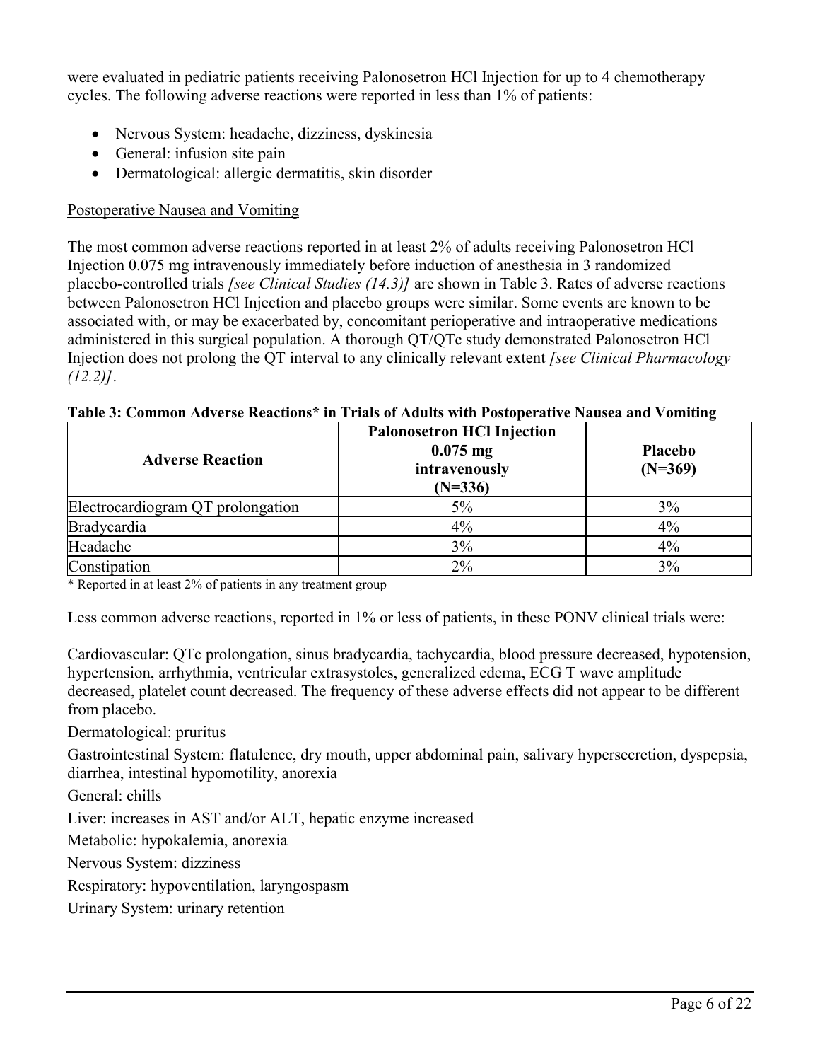were evaluated in pediatric patients receiving Palonosetron HCl Injection for up to 4 chemotherapy cycles. The following adverse reactions were reported in less than 1% of patients:

- Nervous System: headache, dizziness, dyskinesia
- General: infusion site pain
- Dermatological: allergic dermatitis, skin disorder

<u>Postoperative Nausea and Vomiting</u>

The most common adverse reactions reported in at least 2% of adults receiving Palonosetron HCl Injection 0.075 mg intravenously immediately before induction of anesthesia in 3 randomized placebo-controlled trials *[see Clinical Studies (14.3)]* are shown in Table 3. Rates of adverse reactions between Palonosetron HCl Injection and placebo groups were similar. Some events are known to be associated with, or may be exacerbated by, concomitant perioperative and intraoperative medications administered in this surgical population. A thorough QT/QTc study demonstrated Palonosetron HCl Injection does not prolong the QT interval to any clinically relevant extent *[see Clinical Pharmacology (12.2)]*.

**Table 3: Common Adverse Reactions* in Trials of Adults with Postoperative Nausea and Vomiting**

| Adverse Reaction | Palonosetron HCl Injection 0.075 mg intravenously (N=336) | Placebo (N=369) |
|---|---|---|
| Electrocardiogram QT prolongation | 5% | 3% |
| Bradycardia | 4% | 4% |
| Headache | 3% | 4% |
| Constipation | 2% | 3% |

* Reported in at least 2% of patients in any treatment group

Less common adverse reactions, reported in 1% or less of patients, in these PONV clinical trials were:

Cardiovascular: QTc prolongation, sinus bradycardia, tachycardia, blood pressure decreased, hypotension, hypertension, arrhythmia, ventricular extrasystoles, generalized edema, ECG T wave amplitude decreased, platelet count decreased. The frequency of these adverse effects did not appear to be different from placebo.

Dermatological: pruritus

Gastrointestinal System: flatulence, dry mouth, upper abdominal pain, salivary hypersecretion, dyspepsia, diarrhea, intestinal hypomotility, anorexia

General: chills

Liver: increases in AST and/or ALT, hepatic enzyme increased

Metabolic: hypokalemia, anorexia

Nervous System: dizziness

Respiratory: hypoventilation, laryngospasm

Urinary System: urinary retention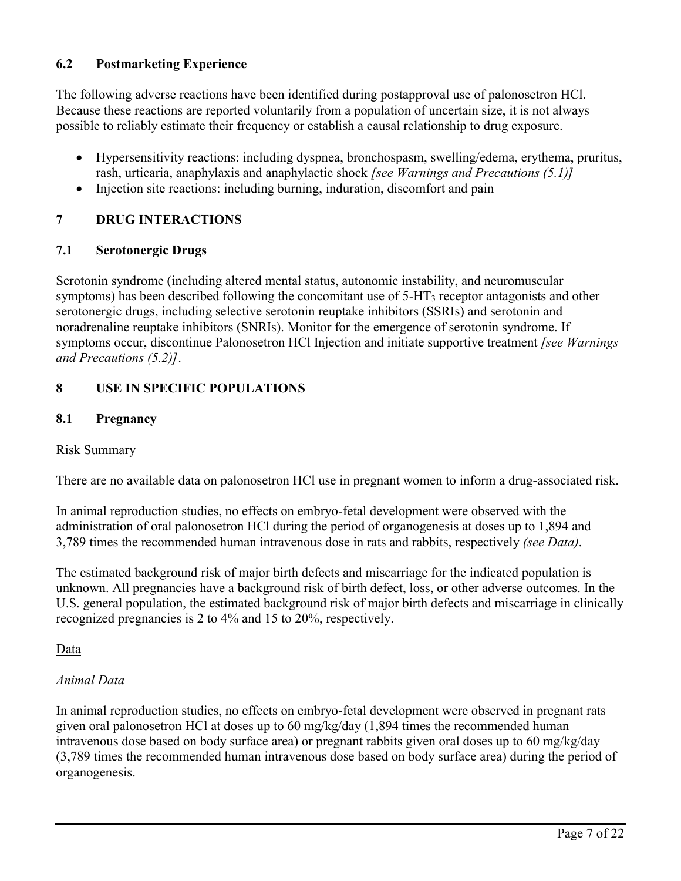### 6.2 Postmarketing Experience

The following adverse reactions have been identified during postapproval use of palonosetron HCl. Because these reactions are reported voluntarily from a population of uncertain size, it is not always possible to reliably estimate their frequency or establish a causal relationship to drug exposure.

- Hypersensitivity reactions: including dyspnea, bronchospasm, swelling/edema, erythema, pruritus, rash, urticaria, anaphylaxis and anaphylactic shock *[see Warnings and Precautions (5.1)]*
- Injection site reactions: including burning, induration, discomfort and pain

## 7 DRUG INTERACTIONS

### 7.1 Serotonergic Drugs

Serotonin syndrome (including altered mental status, autonomic instability, and neuromuscular symptoms) has been described following the concomitant use of 5-$HT_3$ receptor antagonists and other serotonergic drugs, including selective serotonin reuptake inhibitors (SSRIs) and serotonin and noradrenaline reuptake inhibitors (SNRIs). Monitor for the emergence of serotonin syndrome. If symptoms occur, discontinue Palonosetron HCl Injection and initiate supportive treatment *[see Warnings and Precautions (5.2)]*.

## 8 USE IN SPECIFIC POPULATIONS

### 8.1 Pregnancy

Risk Summary

There are no available data on palonosetron HCl use in pregnant women to inform a drug-associated risk.

In animal reproduction studies, no effects on embryo-fetal development were observed with the administration of oral palonosetron HCl during the period of organogenesis at doses up to 1,894 and 3,789 times the recommended human intravenous dose in rats and rabbits, respectively *(see Data)*.

The estimated background risk of major birth defects and miscarriage for the indicated population is unknown. All pregnancies have a background risk of birth defect, loss, or other adverse outcomes. In the U.S. general population, the estimated background risk of major birth defects and miscarriage in clinically recognized pregnancies is 2 to 4% and 15 to 20%, respectively.

Data

*Animal Data*

In animal reproduction studies, no effects on embryo-fetal development were observed in pregnant rats given oral palonosetron HCl at doses up to 60 mg/kg/day (1,894 times the recommended human intravenous dose based on body surface area) or pregnant rabbits given oral doses up to 60 mg/kg/day (3,789 times the recommended human intravenous dose based on body surface area) during the period of organogenesis.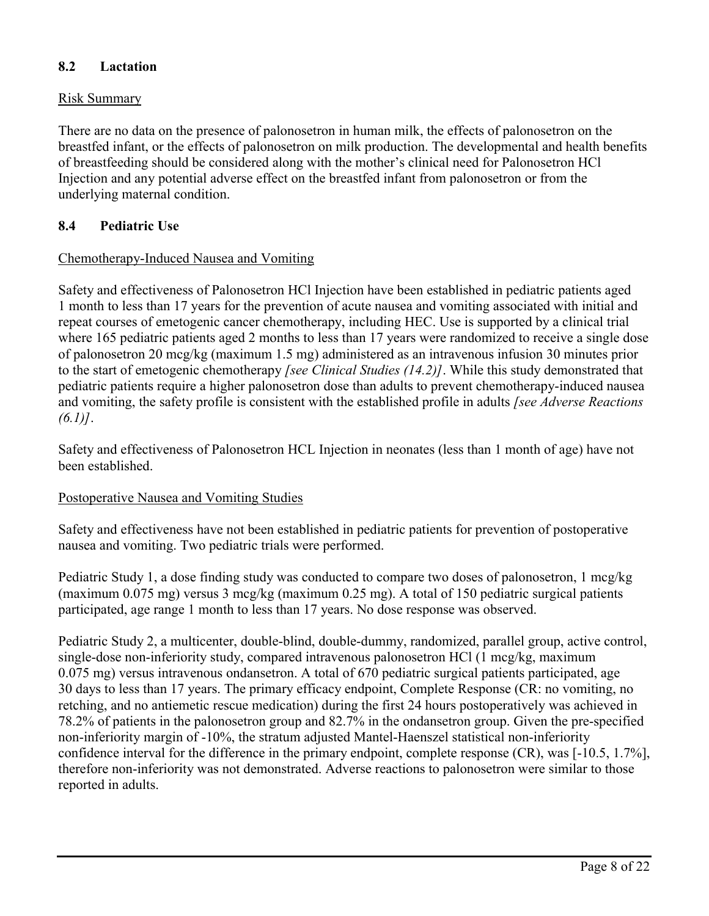## 8.2 Lactation

Risk Summary

There are no data on the presence of palonosetron in human milk, the effects of palonosetron on the breastfed infant, or the effects of palonosetron on milk production. The developmental and health benefits of breastfeeding should be considered along with the mother's clinical need for Palonosetron HCl Injection and any potential adverse effect on the breastfed infant from palonosetron or from the underlying maternal condition.

## 8.4 Pediatric Use

Chemotherapy-Induced Nausea and Vomiting

Safety and effectiveness of Palonosetron HCl Injection have been established in pediatric patients aged 1 month to less than 17 years for the prevention of acute nausea and vomiting associated with initial and repeat courses of emetogenic cancer chemotherapy, including HEC. Use is supported by a clinical trial where 165 pediatric patients aged 2 months to less than 17 years were randomized to receive a single dose of palonosetron 20 mcg/kg (maximum 1.5 mg) administered as an intravenous infusion 30 minutes prior to the start of emetogenic chemotherapy *[see Clinical Studies (14.2)]*. While this study demonstrated that pediatric patients require a higher palonosetron dose than adults to prevent chemotherapy-induced nausea and vomiting, the safety profile is consistent with the established profile in adults *[see Adverse Reactions (6.1)]*.

Safety and effectiveness of Palonosetron HCL Injection in neonates (less than 1 month of age) have not been established.

Postoperative Nausea and Vomiting Studies

Safety and effectiveness have not been established in pediatric patients for prevention of postoperative nausea and vomiting. Two pediatric trials were performed.

Pediatric Study 1, a dose finding study was conducted to compare two doses of palonosetron, 1 mcg/kg (maximum 0.075 mg) versus 3 mcg/kg (maximum 0.25 mg). A total of 150 pediatric surgical patients participated, age range 1 month to less than 17 years. No dose response was observed.

Pediatric Study 2, a multicenter, double-blind, double-dummy, randomized, parallel group, active control, single-dose non-inferiority study, compared intravenous palonosetron HCl (1 mcg/kg, maximum 0.075 mg) versus intravenous ondansetron. A total of 670 pediatric surgical patients participated, age 30 days to less than 17 years. The primary efficacy endpoint, Complete Response (CR: no vomiting, no retching, and no antiemetic rescue medication) during the first 24 hours postoperatively was achieved in 78.2% of patients in the palonosetron group and 82.7% in the ondansetron group. Given the pre-specified non-inferiority margin of -10%, the stratum adjusted Mantel-Haenszel statistical non-inferiority confidence interval for the difference in the primary endpoint, complete response (CR), was [-10.5, 1.7%], therefore non-inferiority was not demonstrated. Adverse reactions to palonosetron were similar to those reported in adults.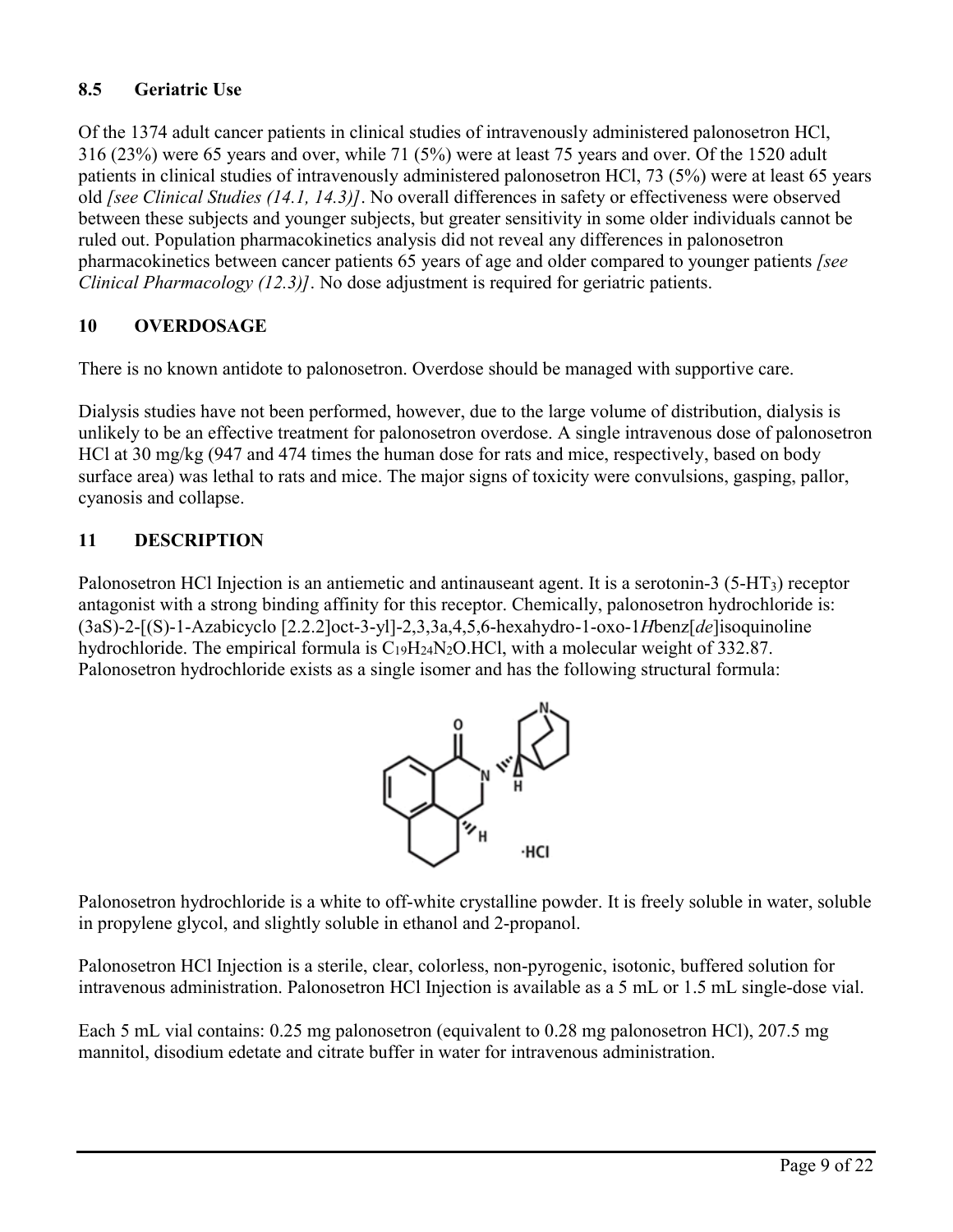## 8.5 Geriatric Use

Of the 1374 adult cancer patients in clinical studies of intravenously administered palonosetron HCl, 316 (23%) were 65 years and over, while 71 (5%) were at least 75 years and over. Of the 1520 adult patients in clinical studies of intravenously administered palonosetron HCl, 73 (5%) were at least 65 years old *[see Clinical Studies (14.1, 14.3)]*. No overall differences in safety or effectiveness were observed between these subjects and younger subjects, but greater sensitivity in some older individuals cannot be ruled out. Population pharmacokinetics analysis did not reveal any differences in palonosetron pharmacokinetics between cancer patients 65 years of age and older compared to younger patients *[see Clinical Pharmacology (12.3)]*. No dose adjustment is required for geriatric patients.

## 10 OVERDOSAGE

There is no known antidote to palonosetron. Overdose should be managed with supportive care.

Dialysis studies have not been performed, however, due to the large volume of distribution, dialysis is unlikely to be an effective treatment for palonosetron overdose. A single intravenous dose of palonosetron HCl at 30 mg/kg (947 and 474 times the human dose for rats and mice, respectively, based on body surface area) was lethal to rats and mice. The major signs of toxicity were convulsions, gasping, pallor, cyanosis and collapse.

## 11 DESCRIPTION

Palonosetron HCl Injection is an antiemetic and antinauseant agent. It is a serotonin-3 ($5\text{-}HT_3$) receptor antagonist with a strong binding affinity for this receptor. Chemically, palonosetron hydrochloride is: (3aS)-2-[(S)-1-Azabicyclo [2.2.2]oct-3-yl]-2,3,3a,4,5,6-hexahydro-1-oxo-1*H*benz[*de*]isoquinoline hydrochloride. The empirical formula is $C_{19}H_{24}N_2O.HCl$, with a molecular weight of 332.87. Palonosetron hydrochloride exists as a single isomer and has the following structural formula:

Palonosetron hydrochloride is a white to off-white crystalline powder. It is freely soluble in water, soluble in propylene glycol, and slightly soluble in ethanol and 2-propanol.

Palonosetron HCl Injection is a sterile, clear, colorless, non-pyrogenic, isotonic, buffered solution for intravenous administration. Palonosetron HCl Injection is available as a 5 mL or 1.5 mL single-dose vial.

Each 5 mL vial contains: 0.25 mg palonosetron (equivalent to 0.28 mg palonosetron HCl), 207.5 mg mannitol, disodium edetate and citrate buffer in water for intravenous administration.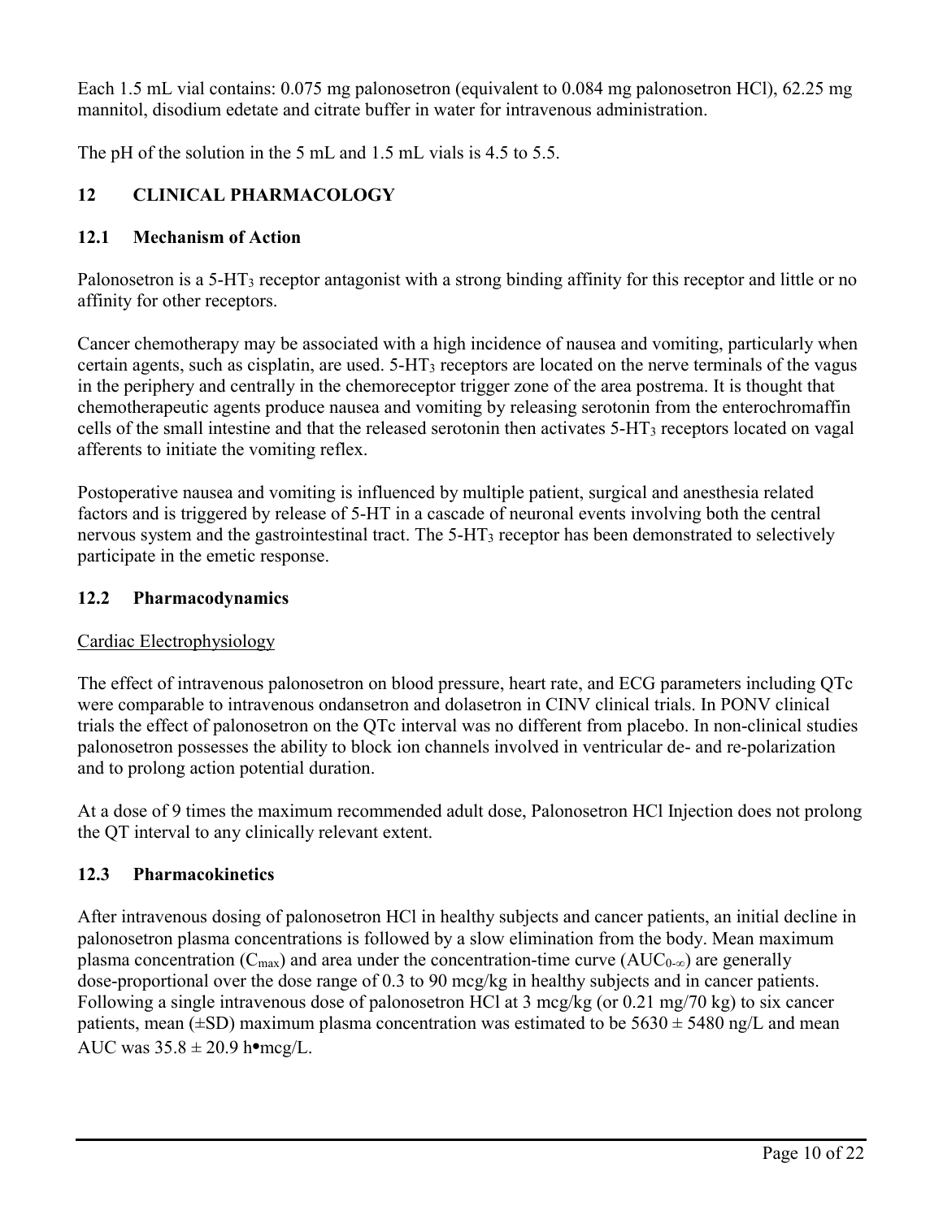Each 1.5 mL vial contains: 0.075 mg palonosetron (equivalent to 0.084 mg palonosetron HCl), 62.25 mg mannitol, disodium edetate and citrate buffer in water for intravenous administration.

The pH of the solution in the 5 mL and 1.5 mL vials is 4.5 to 5.5.

## 12 CLINICAL PHARMACOLOGY

### 12.1 Mechanism of Action

Palonosetron is a 5-$HT_3$ receptor antagonist with a strong binding affinity for this receptor and little or no affinity for other receptors.

Cancer chemotherapy may be associated with a high incidence of nausea and vomiting, particularly when certain agents, such as cisplatin, are used. 5-$HT_3$ receptors are located on the nerve terminals of the vagus in the periphery and centrally in the chemoreceptor trigger zone of the area postrema. It is thought that chemotherapeutic agents produce nausea and vomiting by releasing serotonin from the enterochromaffin cells of the small intestine and that the released serotonin then activates 5-$HT_3$ receptors located on vagal afferents to initiate the vomiting reflex.

Postoperative nausea and vomiting is influenced by multiple patient, surgical and anesthesia related factors and is triggered by release of 5-HT in a cascade of neuronal events involving both the central nervous system and the gastrointestinal tract. The 5-$HT_3$ receptor has been demonstrated to selectively participate in the emetic response.

### 12.2 Pharmacodynamics

Cardiac Electrophysiology

The effect of intravenous palonosetron on blood pressure, heart rate, and ECG parameters including QTc were comparable to intravenous ondansetron and dolasetron in CINV clinical trials. In PONV clinical trials the effect of palonosetron on the QTc interval was no different from placebo. In non-clinical studies palonosetron possesses the ability to block ion channels involved in ventricular de- and re-polarization and to prolong action potential duration.

At a dose of 9 times the maximum recommended adult dose, Palonosetron HCl Injection does not prolong the QT interval to any clinically relevant extent.

### 12.3 Pharmacokinetics

After intravenous dosing of palonosetron HCl in healthy subjects and cancer patients, an initial decline in palonosetron plasma concentrations is followed by a slow elimination from the body. Mean maximum plasma concentration ($C_{max}$) and area under the concentration-time curve ($AUC_{0-\infty}$) are generally dose-proportional over the dose range of 0.3 to 90 mcg/kg in healthy subjects and in cancer patients. Following a single intravenous dose of palonosetron HCl at 3 mcg/kg (or 0.21 mg/70 kg) to six cancer patients, mean (±SD) maximum plasma concentration was estimated to be 5630 ± 5480 ng/L and mean AUC was 35.8 ± 20.9 h•mcg/L.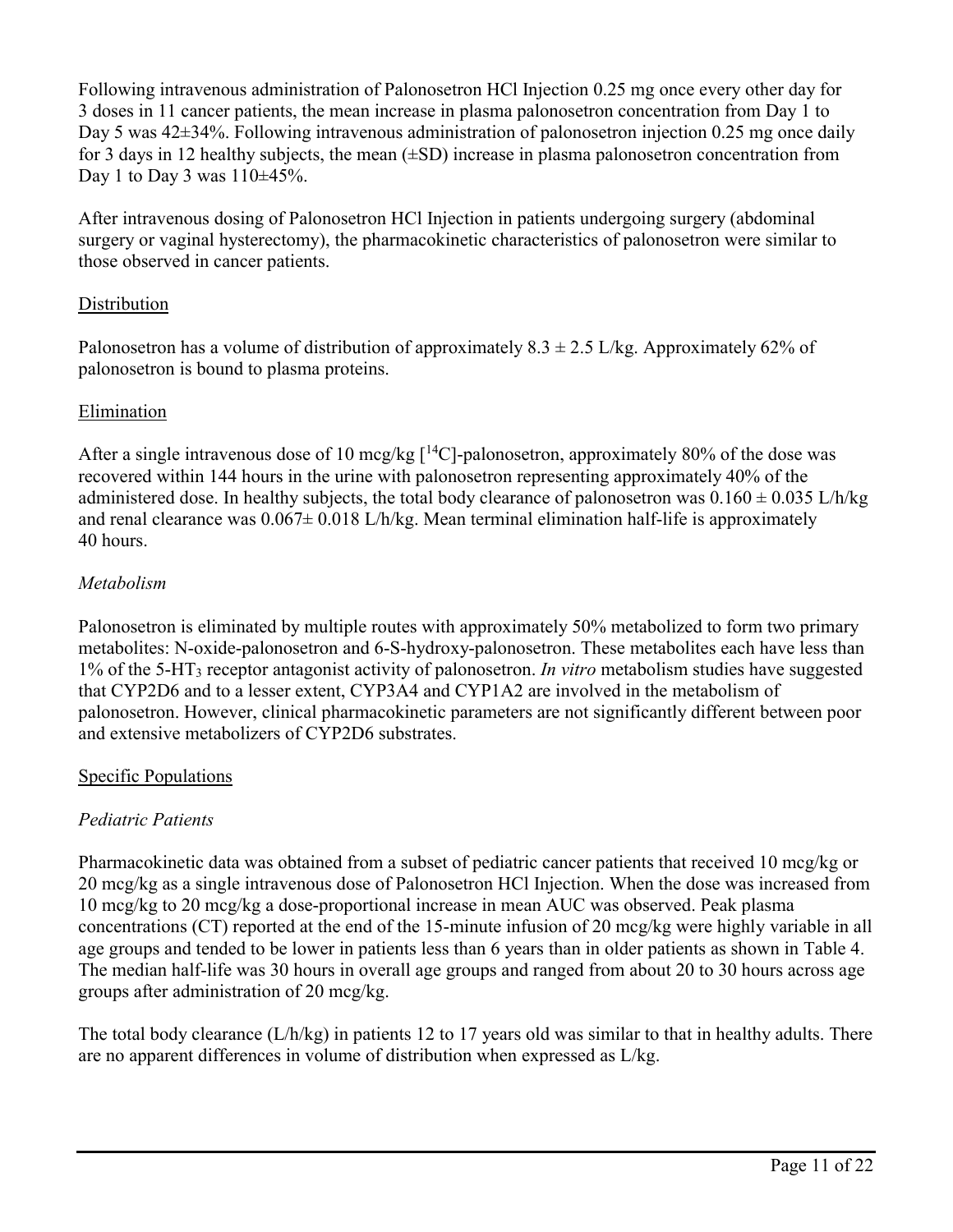Following intravenous administration of Palonosetron HCl Injection 0.25 mg once every other day for 3 doses in 11 cancer patients, the mean increase in plasma palonosetron concentration from Day 1 to Day 5 was 42±34%. Following intravenous administration of palonosetron injection 0.25 mg once daily for 3 days in 12 healthy subjects, the mean (±SD) increase in plasma palonosetron concentration from Day 1 to Day 3 was 110±45%.

After intravenous dosing of Palonosetron HCl Injection in patients undergoing surgery (abdominal surgery or vaginal hysterectomy), the pharmacokinetic characteristics of palonosetron were similar to those observed in cancer patients.

## Distribution

Palonosetron has a volume of distribution of approximately 8.3 ± 2.5 L/kg. Approximately 62% of palonosetron is bound to plasma proteins.

## Elimination

After a single intravenous dose of 10 mcg/kg [$^{14}$C]-palonosetron, approximately 80% of the dose was recovered within 144 hours in the urine with palonosetron representing approximately 40% of the administered dose. In healthy subjects, the total body clearance of palonosetron was 0.160 ± 0.035 L/h/kg and renal clearance was 0.067± 0.018 L/h/kg. Mean terminal elimination half-life is approximately 40 hours.

### *Metabolism*

Palonosetron is eliminated by multiple routes with approximately 50% metabolized to form two primary metabolites: N-oxide-palonosetron and 6-S-hydroxy-palonosetron. These metabolites each have less than 1% of the 5-HT$_3$ receptor antagonist activity of palonosetron. *In vitro* metabolism studies have suggested that CYP2D6 and to a lesser extent, CYP3A4 and CYP1A2 are involved in the metabolism of palonosetron. However, clinical pharmacokinetic parameters are not significantly different between poor and extensive metabolizers of CYP2D6 substrates.

## Specific Populations

### *Pediatric Patients*

Pharmacokinetic data was obtained from a subset of pediatric cancer patients that received 10 mcg/kg or 20 mcg/kg as a single intravenous dose of Palonosetron HCl Injection. When the dose was increased from 10 mcg/kg to 20 mcg/kg a dose-proportional increase in mean AUC was observed. Peak plasma concentrations (CT) reported at the end of the 15-minute infusion of 20 mcg/kg were highly variable in all age groups and tended to be lower in patients less than 6 years than in older patients as shown in Table 4. The median half-life was 30 hours in overall age groups and ranged from about 20 to 30 hours across age groups after administration of 20 mcg/kg.

The total body clearance (L/h/kg) in patients 12 to 17 years old was similar to that in healthy adults. There are no apparent differences in volume of distribution when expressed as L/kg.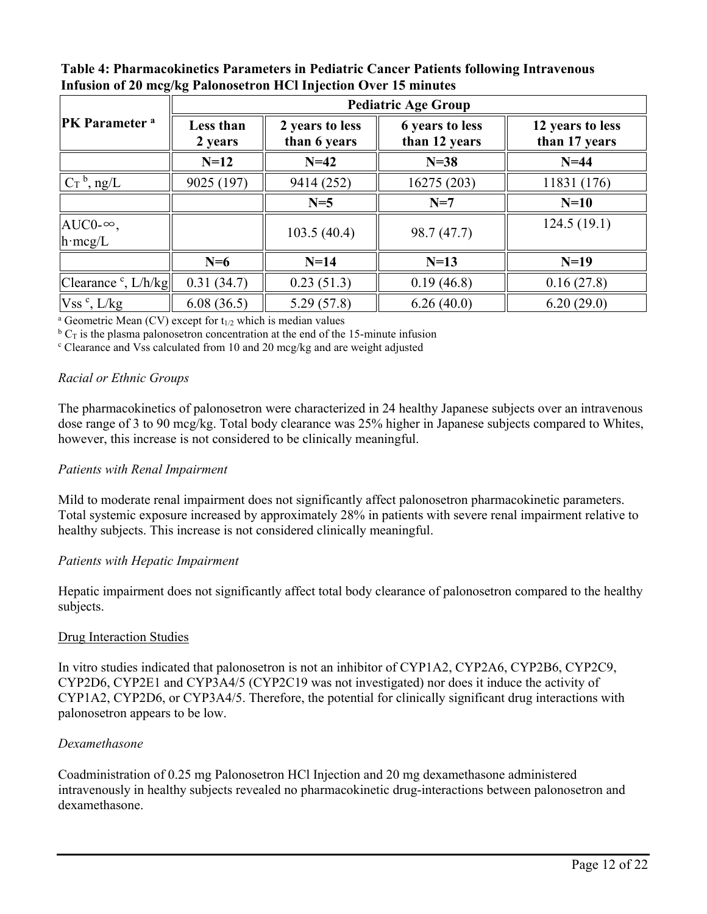**Table 4: Pharmacokinetics Parameters in Pediatric Cancer Patients following Intravenous Infusion of 20 mcg/kg Palonosetron HCl Injection Over 15 minutes**

| PK Parameter [a] | Pediatric Age Group | | | |
|---|---|---|---|---|
| | **Less than 2 years** | **2 years to less than 6 years** | **6 years to less than 12 years** | **12 years to less than 17 years** |
| | **N=12** | **N=42** | **N=38** | **N=44** |
| $C_T$ [b], ng/L | 9025 (197) | 9414 (252) | 16275 (203) | 11831 (176) |
| | | **N=5** | **N=7** | **N=10** |
| AUC0-∞, h·mcg/L | | 103.5 (40.4) | 98.7 (47.7) | 124.5 (19.1) |
| | **N=6** | **N=14** | **N=13** | **N=19** |
| Clearance [c], L/h/kg | 0.31 (34.7) | 0.23 (51.3) | 0.19 (46.8) | 0.16 (27.8) |
| Vss [c], L/kg | 6.08 (36.5) | 5.29 (57.8) | 6.26 (40.0) | 6.20 (29.0) |

[a] Geometric Mean (CV) except for $t_{1/2}$ which is median values
[b] $C_T$ is the plasma palonosetron concentration at the end of the 15-minute infusion
[c] Clearance and Vss calculated from 10 and 20 mcg/kg and are weight adjusted

*Racial or Ethnic Groups*

The pharmacokinetics of palonosetron were characterized in 24 healthy Japanese subjects over an intravenous dose range of 3 to 90 mcg/kg. Total body clearance was 25% higher in Japanese subjects compared to Whites, however, this increase is not considered to be clinically meaningful.

*Patients with Renal Impairment*

Mild to moderate renal impairment does not significantly affect palonosetron pharmacokinetic parameters. Total systemic exposure increased by approximately 28% in patients with severe renal impairment relative to healthy subjects. This increase is not considered clinically meaningful.

*Patients with Hepatic Impairment*

Hepatic impairment does not significantly affect total body clearance of palonosetron compared to the healthy subjects.

Drug Interaction Studies

In vitro studies indicated that palonosetron is not an inhibitor of CYP1A2, CYP2A6, CYP2B6, CYP2C9, CYP2D6, CYP2E1 and CYP3A4/5 (CYP2C19 was not investigated) nor does it induce the activity of CYP1A2, CYP2D6, or CYP3A4/5. Therefore, the potential for clinically significant drug interactions with palonosetron appears to be low.

*Dexamethasone*

Coadministration of 0.25 mg Palonosetron HCl Injection and 20 mg dexamethasone administered intravenously in healthy subjects revealed no pharmacokinetic drug-interactions between palonosetron and dexamethasone.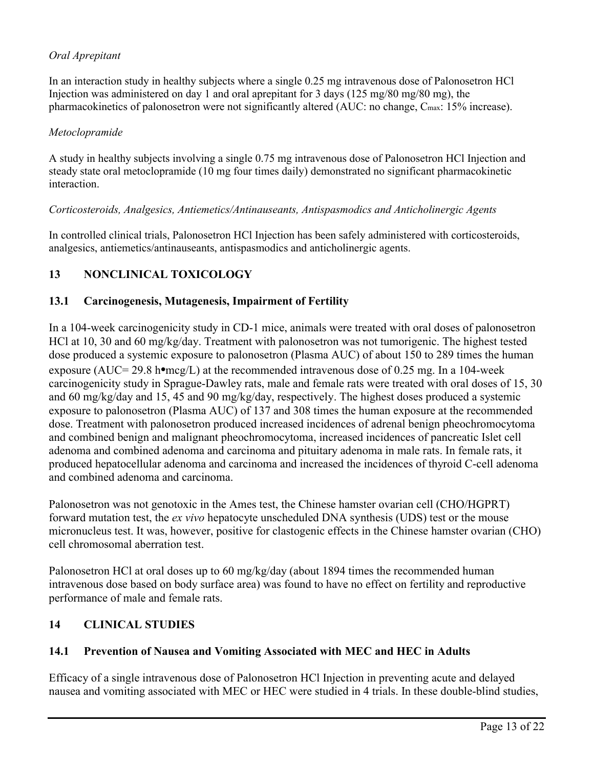*Oral Aprepitant*

In an interaction study in healthy subjects where a single 0.25 mg intravenous dose of Palonosetron HCl Injection was administered on day 1 and oral aprepitant for 3 days (125 mg/80 mg/80 mg), the pharmacokinetics of palonosetron were not significantly altered (AUC: no change, $C_{max}$: 15% increase).

*Metoclopramide*

A study in healthy subjects involving a single 0.75 mg intravenous dose of Palonosetron HCl Injection and steady state oral metoclopramide (10 mg four times daily) demonstrated no significant pharmacokinetic interaction.

*Corticosteroids, Analgesics, Antiemetics/Antinauseants, Antispasmodics and Anticholinergic Agents*

In controlled clinical trials, Palonosetron HCl Injection has been safely administered with corticosteroids, analgesics, antiemetics/antinauseants, antispasmodics and anticholinergic agents.

## 13 NONCLINICAL TOXICOLOGY

### 13.1 Carcinogenesis, Mutagenesis, Impairment of Fertility

In a 104-week carcinogenicity study in CD-1 mice, animals were treated with oral doses of palonosetron HCl at 10, 30 and 60 mg/kg/day. Treatment with palonosetron was not tumorigenic. The highest tested dose produced a systemic exposure to palonosetron (Plasma AUC) of about 150 to 289 times the human exposure (AUC= 29.8 h•mcg/L) at the recommended intravenous dose of 0.25 mg. In a 104-week carcinogenicity study in Sprague-Dawley rats, male and female rats were treated with oral doses of 15, 30 and 60 mg/kg/day and 15, 45 and 90 mg/kg/day, respectively. The highest doses produced a systemic exposure to palonosetron (Plasma AUC) of 137 and 308 times the human exposure at the recommended dose. Treatment with palonosetron produced increased incidences of adrenal benign pheochromocytoma and combined benign and malignant pheochromocytoma, increased incidences of pancreatic Islet cell adenoma and combined adenoma and carcinoma and pituitary adenoma in male rats. In female rats, it produced hepatocellular adenoma and carcinoma and increased the incidences of thyroid C-cell adenoma and combined adenoma and carcinoma.

Palonosetron was not genotoxic in the Ames test, the Chinese hamster ovarian cell (CHO/HGPRT) forward mutation test, the *ex vivo* hepatocyte unscheduled DNA synthesis (UDS) test or the mouse micronucleus test. It was, however, positive for clastogenic effects in the Chinese hamster ovarian (CHO) cell chromosomal aberration test.

Palonosetron HCl at oral doses up to 60 mg/kg/day (about 1894 times the recommended human intravenous dose based on body surface area) was found to have no effect on fertility and reproductive performance of male and female rats.

## 14 CLINICAL STUDIES

### 14.1 Prevention of Nausea and Vomiting Associated with MEC and HEC in Adults

Efficacy of a single intravenous dose of Palonosetron HCl Injection in preventing acute and delayed nausea and vomiting associated with MEC or HEC were studied in 4 trials. In these double-blind studies,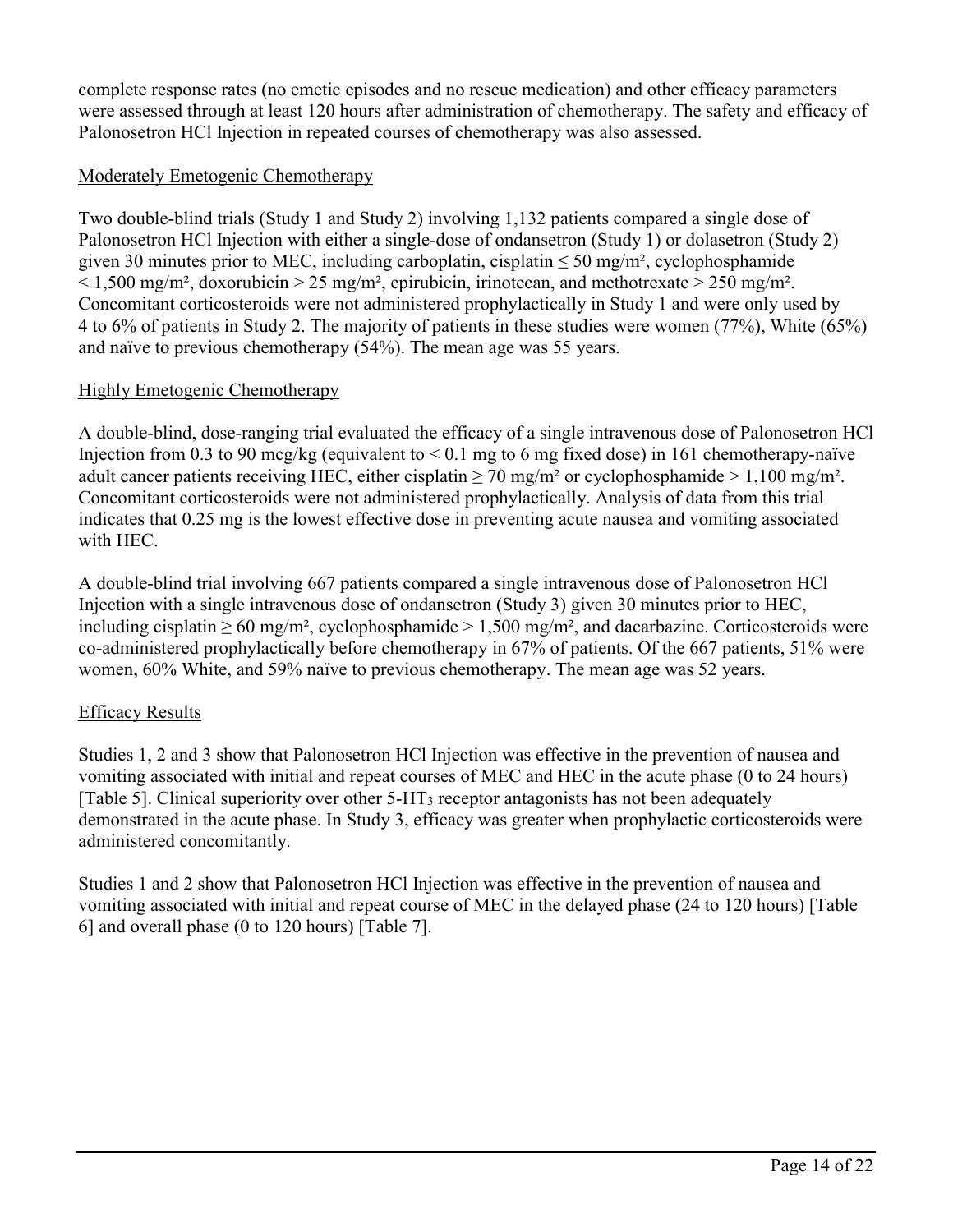complete response rates (no emetic episodes and no rescue medication) and other efficacy parameters were assessed through at least 120 hours after administration of chemotherapy. The safety and efficacy of Palonosetron HCl Injection in repeated courses of chemotherapy was also assessed.

Moderately Emetogenic Chemotherapy

Two double-blind trials (Study 1 and Study 2) involving 1,132 patients compared a single dose of Palonosetron HCl Injection with either a single-dose of ondansetron (Study 1) or dolasetron (Study 2) given 30 minutes prior to MEC, including carboplatin, cisplatin ≤ 50 mg/m², cyclophosphamide < 1,500 mg/m², doxorubicin > 25 mg/m², epirubicin, irinotecan, and methotrexate > 250 mg/m². Concomitant corticosteroids were not administered prophylactically in Study 1 and were only used by 4 to 6% of patients in Study 2. The majority of patients in these studies were women (77%), White (65%) and naïve to previous chemotherapy (54%). The mean age was 55 years.

Highly Emetogenic Chemotherapy

A double-blind, dose-ranging trial evaluated the efficacy of a single intravenous dose of Palonosetron HCl Injection from 0.3 to 90 mcg/kg (equivalent to < 0.1 mg to 6 mg fixed dose) in 161 chemotherapy-naïve adult cancer patients receiving HEC, either cisplatin ≥ 70 mg/m² or cyclophosphamide > 1,100 mg/m². Concomitant corticosteroids were not administered prophylactically. Analysis of data from this trial indicates that 0.25 mg is the lowest effective dose in preventing acute nausea and vomiting associated with HEC.

A double-blind trial involving 667 patients compared a single intravenous dose of Palonosetron HCl Injection with a single intravenous dose of ondansetron (Study 3) given 30 minutes prior to HEC, including cisplatin ≥ 60 mg/m², cyclophosphamide > 1,500 mg/m², and dacarbazine. Corticosteroids were co-administered prophylactically before chemotherapy in 67% of patients. Of the 667 patients, 51% were women, 60% White, and 59% naïve to previous chemotherapy. The mean age was 52 years.

Efficacy Results

Studies 1, 2 and 3 show that Palonosetron HCl Injection was effective in the prevention of nausea and vomiting associated with initial and repeat courses of MEC and HEC in the acute phase (0 to 24 hours) [Table 5]. Clinical superiority over other 5-$HT_3$ receptor antagonists has not been adequately demonstrated in the acute phase. In Study 3, efficacy was greater when prophylactic corticosteroids were administered concomitantly.

Studies 1 and 2 show that Palonosetron HCl Injection was effective in the prevention of nausea and vomiting associated with initial and repeat course of MEC in the delayed phase (24 to 120 hours) [Table 6] and overall phase (0 to 120 hours) [Table 7].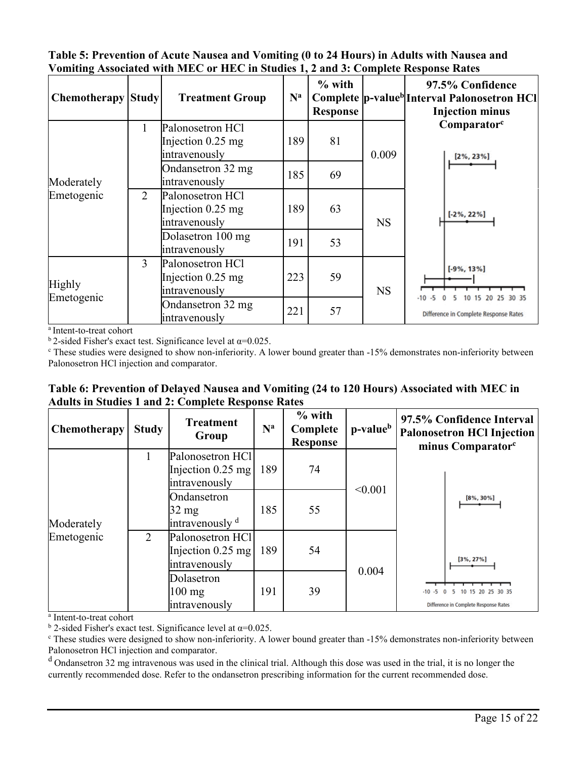**Table 5: Prevention of Acute Nausea and Vomiting (0 to 24 Hours) in Adults with Nausea and Vomiting Associated with MEC or HEC in Studies 1, 2 and 3: Complete Response Rates**

| Chemotherapy | Study | Treatment Group | N[a] | % with Complete Response | p-value[b] | 97.5% Confidence Interval Palonosetron HCl Injection minus Comparator[c] |
|---|---|---|---|---|---|---|
| Moderately Emetogenic | 1 | Palonosetron HCl Injection 0.25 mg intravenously | 189 | 81 | 0.009 | [2%, 23%] |
| | | Ondansetron 32 mg intravenously | 185 | 69 | | |
| | 2 | Palonosetron HCl Injection 0.25 mg intravenously | 189 | 63 | NS | [-2%, 22%] |
| | | Dolasetron 100 mg intravenously | 191 | 53 | | |
| Highly Emetogenic | 3 | Palonosetron HCl Injection 0.25 mg intravenously | 223 | 59 | NS | [-9%, 13%] |
| | | Ondansetron 32 mg intravenously | 221 | 57 | | |

[a] Intent-to-treat cohort

[b] 2-sided Fisher's exact test. Significance level at α=0.025.

[c] These studies were designed to show non-inferiority. A lower bound greater than -15% demonstrates non-inferiority between Palonosetron HCl injection and comparator.

**Table 6: Prevention of Delayed Nausea and Vomiting (24 to 120 Hours) Associated with MEC in Adults in Studies 1 and 2: Complete Response Rates**

| Chemotherapy | Study | Treatment Group | N[a] | % with Complete Response | p-value[b] | 97.5% Confidence Interval Palonosetron HCl Injection minus Comparator[c] |
|---|---|---|---|---|---|---|
| Moderately Emetogenic | 1 | Palonosetron HCl Injection 0.25 mg intravenously | 189 | 74 | <0.001 | [8%, 30%] |
| | | Ondansetron 32 mg intravenously [d] | 185 | 55 | | |
| | 2 | Palonosetron HCl Injection 0.25 mg intravenously | 189 | 54 | 0.004 | [3%, 27%] |
| | | Dolasetron 100 mg intravenously | 191 | 39 | | |

[a] Intent-to-treat cohort

[b] 2-sided Fisher's exact test. Significance level at α=0.025.

[c] These studies were designed to show non-inferiority. A lower bound greater than -15% demonstrates non-inferiority between Palonosetron HCl injection and comparator.

[d] Ondansetron 32 mg intravenous was used in the clinical trial. Although this dose was used in the trial, it is no longer the currently recommended dose. Refer to the ondansetron prescribing information for the current recommended dose.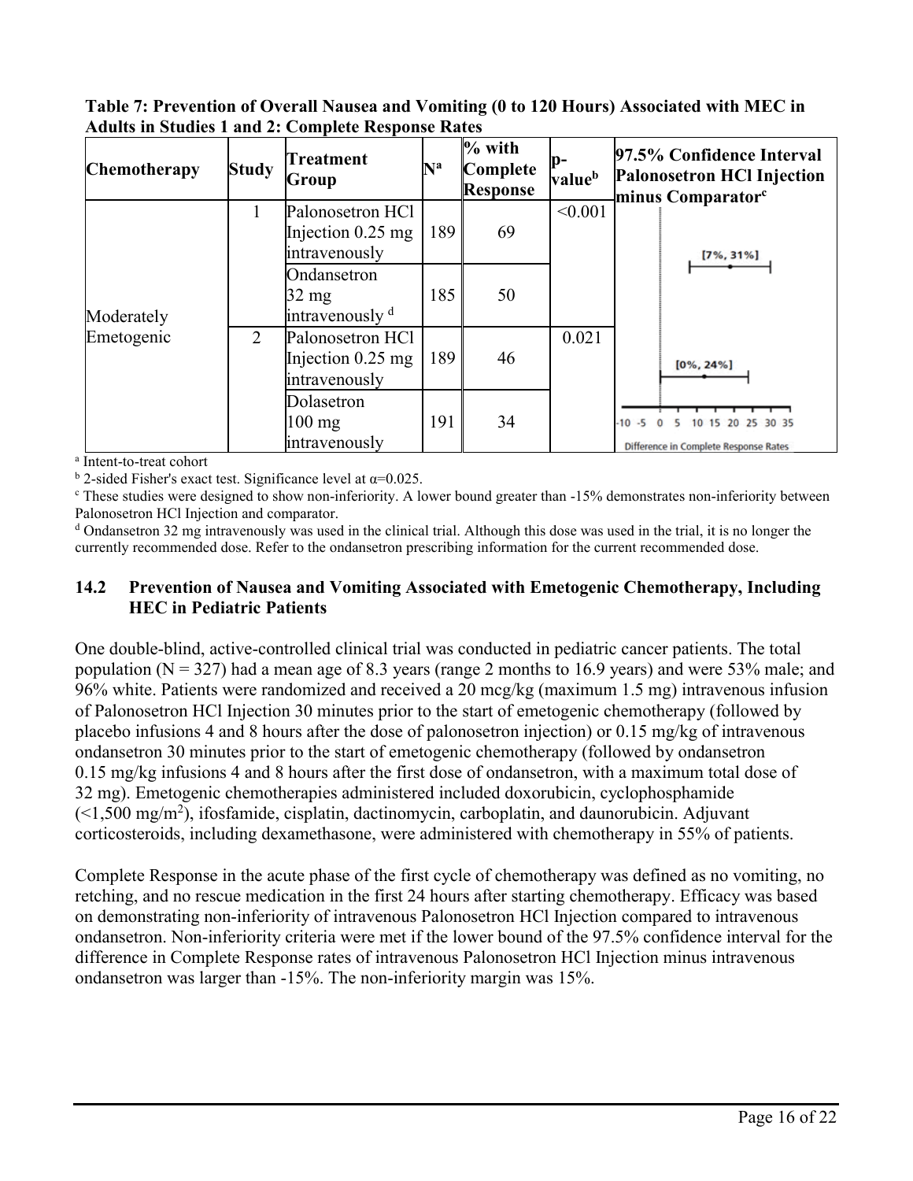**Table 7: Prevention of Overall Nausea and Vomiting (0 to 120 Hours) Associated with MEC in Adults in Studies 1 and 2: Complete Response Rates**

| Chemotherapy | Study | Treatment Group | N[a] | % with Complete Response | p-value[b] | 97.5% Confidence Interval Palonosetron HCl Injection minus Comparator[c] |
|---|---|---|---|---|---|---|
| Moderately Emetogenic | 1 | Palonosetron HCl Injection 0.25 mg intravenously | 189 | 69 | <0.001 | [7%, 31%] |
| | | Ondansetron 32 mg intravenously [d] | 185 | 50 | | |
| | 2 | Palonosetron HCl Injection 0.25 mg intravenously | 189 | 46 | 0.021 | [0%, 24%] |
| | | Dolasetron 100 mg intravenously | 191 | 34 | | |

[a] Intent-to-treat cohort

[b] 2-sided Fisher's exact test. Significance level at α=0.025.

[c] These studies were designed to show non-inferiority. A lower bound greater than -15% demonstrates non-inferiority between Palonosetron HCl Injection and comparator.

[d] Ondansetron 32 mg intravenously was used in the clinical trial. Although this dose was used in the trial, it is no longer the currently recommended dose. Refer to the ondansetron prescribing information for the current recommended dose.

## 14.2 Prevention of Nausea and Vomiting Associated with Emetogenic Chemotherapy, Including HEC in Pediatric Patients

One double-blind, active-controlled clinical trial was conducted in pediatric cancer patients. The total population (N = 327) had a mean age of 8.3 years (range 2 months to 16.9 years) and were 53% male; and 96% white. Patients were randomized and received a 20 mcg/kg (maximum 1.5 mg) intravenous infusion of Palonosetron HCl Injection 30 minutes prior to the start of emetogenic chemotherapy (followed by placebo infusions 4 and 8 hours after the dose of palonosetron injection) or 0.15 mg/kg of intravenous ondansetron 30 minutes prior to the start of emetogenic chemotherapy (followed by ondansetron 0.15 mg/kg infusions 4 and 8 hours after the first dose of ondansetron, with a maximum total dose of 32 mg). Emetogenic chemotherapies administered included doxorubicin, cyclophosphamide (<1,500 mg/m$^2$), ifosfamide, cisplatin, dactinomycin, carboplatin, and daunorubicin. Adjuvant corticosteroids, including dexamethasone, were administered with chemotherapy in 55% of patients.

Complete Response in the acute phase of the first cycle of chemotherapy was defined as no vomiting, no retching, and no rescue medication in the first 24 hours after starting chemotherapy. Efficacy was based on demonstrating non-inferiority of intravenous Palonosetron HCl Injection compared to intravenous ondansetron. Non-inferiority criteria were met if the lower bound of the 97.5% confidence interval for the difference in Complete Response rates of intravenous Palonosetron HCl Injection minus intravenous ondansetron was larger than -15%. The non-inferiority margin was 15%.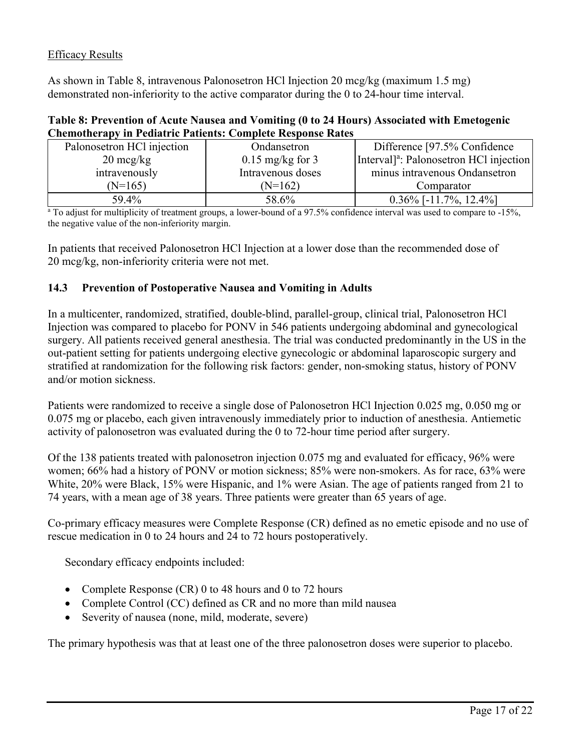Efficacy Results

As shown in Table 8, intravenous Palonosetron HCl Injection 20 mcg/kg (maximum 1.5 mg) demonstrated non-inferiority to the active comparator during the 0 to 24-hour time interval.

**Table 8: Prevention of Acute Nausea and Vomiting (0 to 24 Hours) Associated with Emetogenic Chemotherapy in Pediatric Patients: Complete Response Rates**

| Palonosetron HCl injection 20 mcg/kg intravenously (N=165) | Ondansetron 0.15 mg/kg for 3 Intravenous doses (N=162) | Difference [97.5% Confidence Interval][a]: Palonosetron HCl injection minus intravenous Ondansetron Comparator |
|---|---|---|
| 59.4% | 58.6% | 0.36% [-11.7%, 12.4%] |

[a] To adjust for multiplicity of treatment groups, a lower-bound of a 97.5% confidence interval was used to compare to -15%, the negative value of the non-inferiority margin.

In patients that received Palonosetron HCl Injection at a lower dose than the recommended dose of 20 mcg/kg, non-inferiority criteria were not met.

### 14.3 Prevention of Postoperative Nausea and Vomiting in Adults

In a multicenter, randomized, stratified, double-blind, parallel-group, clinical trial, Palonosetron HCl Injection was compared to placebo for PONV in 546 patients undergoing abdominal and gynecological surgery. All patients received general anesthesia. The trial was conducted predominantly in the US in the out-patient setting for patients undergoing elective gynecologic or abdominal laparoscopic surgery and stratified at randomization for the following risk factors: gender, non-smoking status, history of PONV and/or motion sickness.

Patients were randomized to receive a single dose of Palonosetron HCl Injection 0.025 mg, 0.050 mg or 0.075 mg or placebo, each given intravenously immediately prior to induction of anesthesia. Antiemetic activity of palonosetron was evaluated during the 0 to 72-hour time period after surgery.

Of the 138 patients treated with palonosetron injection 0.075 mg and evaluated for efficacy, 96% were women; 66% had a history of PONV or motion sickness; 85% were non-smokers. As for race, 63% were White, 20% were Black, 15% were Hispanic, and 1% were Asian. The age of patients ranged from 21 to 74 years, with a mean age of 38 years. Three patients were greater than 65 years of age.

Co-primary efficacy measures were Complete Response (CR) defined as no emetic episode and no use of rescue medication in 0 to 24 hours and 24 to 72 hours postoperatively.

Secondary efficacy endpoints included:

- Complete Response (CR) 0 to 48 hours and 0 to 72 hours
- Complete Control (CC) defined as CR and no more than mild nausea
- Severity of nausea (none, mild, moderate, severe)

The primary hypothesis was that at least one of the three palonosetron doses were superior to placebo.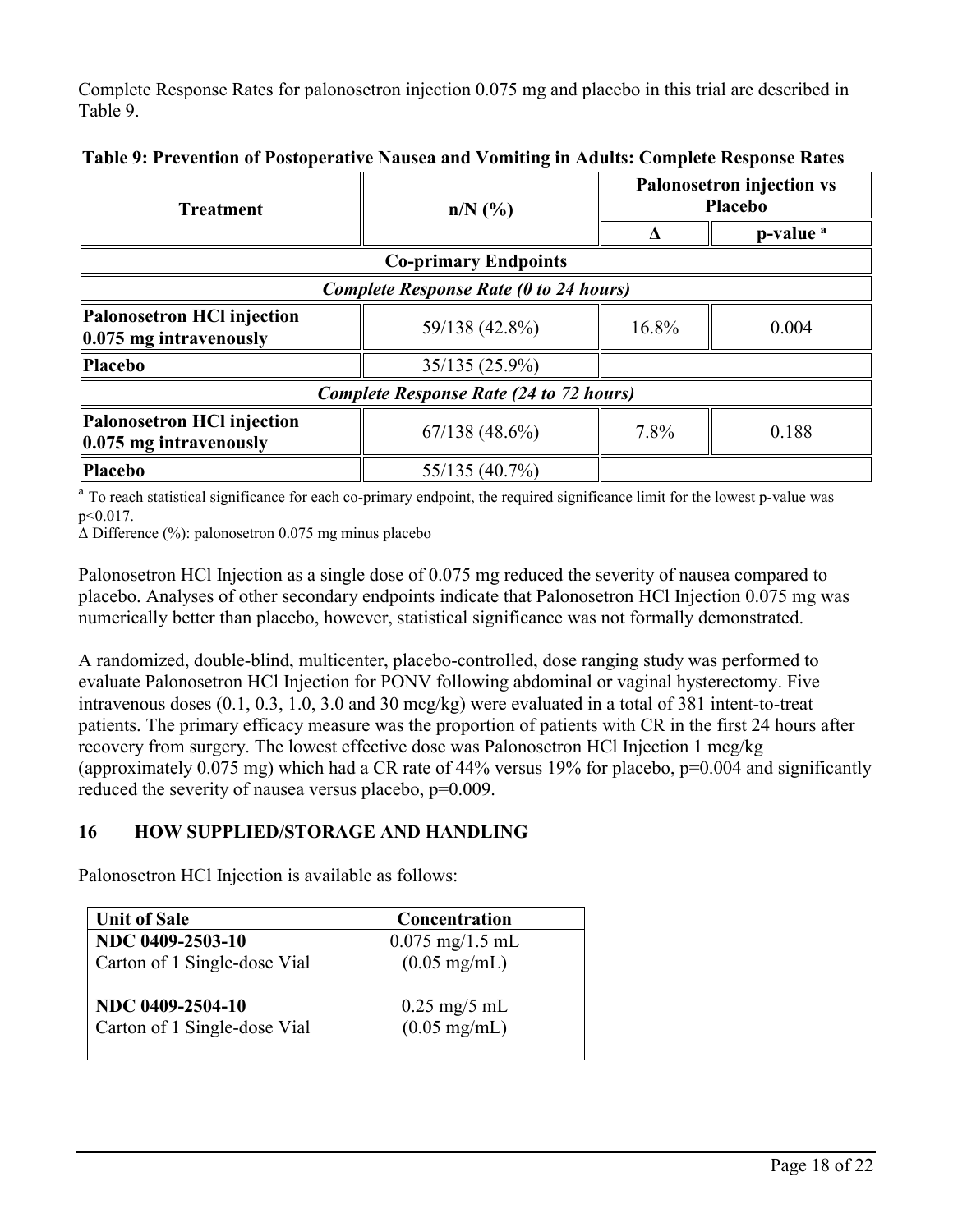Complete Response Rates for palonosetron injection 0.075 mg and placebo in this trial are described in Table 9.

**Table 9: Prevention of Postoperative Nausea and Vomiting in Adults: Complete Response Rates**

| Treatment | n/N (%) | Palonosetron injection vs Placebo | |
|---|---|---|---|
| | | Δ | p-value [a] |
| **Co-primary Endpoints** | | | |
| ***Complete Response Rate (0 to 24 hours)*** | | | |
| **Palonosetron HCl injection 0.075 mg intravenously** | 59/138 (42.8%) | 16.8% | 0.004 |
| **Placebo** | 35/135 (25.9%) | | |
| ***Complete Response Rate (24 to 72 hours)*** | | | |
| **Palonosetron HCl injection 0.075 mg intravenously** | 67/138 (48.6%) | 7.8% | 0.188 |
| **Placebo** | 55/135 (40.7%) | | |

[a] To reach statistical significance for each co-primary endpoint, the required significance limit for the lowest p-value was $p<0.017$.

Δ Difference (%): palonosetron 0.075 mg minus placebo

Palonosetron HCl Injection as a single dose of 0.075 mg reduced the severity of nausea compared to placebo. Analyses of other secondary endpoints indicate that Palonosetron HCl Injection 0.075 mg was numerically better than placebo, however, statistical significance was not formally demonstrated.

A randomized, double-blind, multicenter, placebo-controlled, dose ranging study was performed to evaluate Palonosetron HCl Injection for PONV following abdominal or vaginal hysterectomy. Five intravenous doses (0.1, 0.3, 1.0, 3.0 and 30 mcg/kg) were evaluated in a total of 381 intent-to-treat patients. The primary efficacy measure was the proportion of patients with CR in the first 24 hours after recovery from surgery. The lowest effective dose was Palonosetron HCl Injection 1 mcg/kg (approximately 0.075 mg) which had a CR rate of 44% versus 19% for placebo, $p=0.004$ and significantly reduced the severity of nausea versus placebo, $p=0.009$.

## 16 HOW SUPPLIED/STORAGE AND HANDLING

Palonosetron HCl Injection is available as follows:

| Unit of Sale | Concentration |
|---|---|
| **NDC 0409-2503-10** Carton of 1 Single-dose Vial | 0.075 mg/1.5 mL (0.05 mg/mL) |
| **NDC 0409-2504-10** Carton of 1 Single-dose Vial | 0.25 mg/5 mL (0.05 mg/mL) |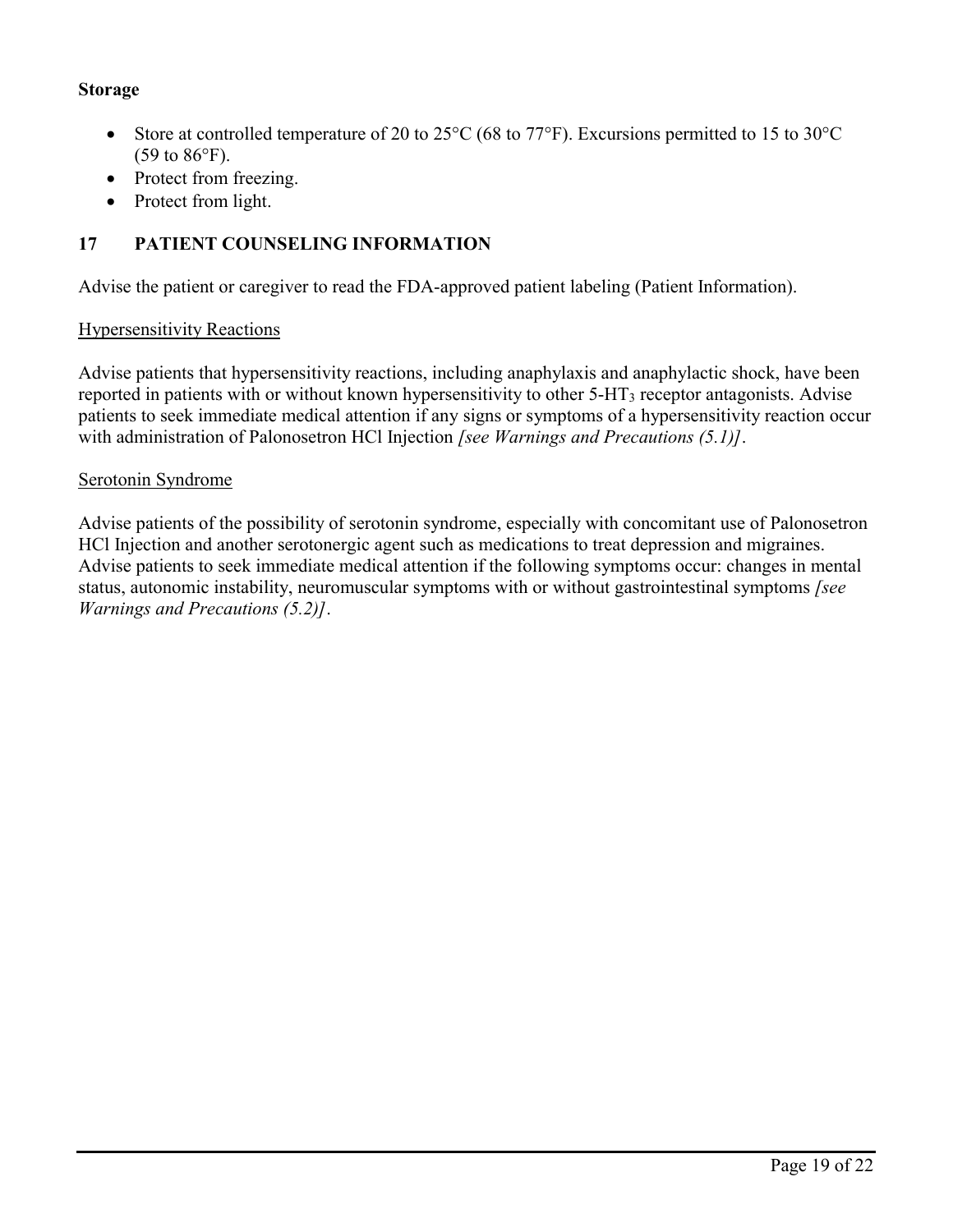**Storage**

- Store at controlled temperature of 20 to 25°C (68 to 77°F). Excursions permitted to 15 to 30°C (59 to 86°F).
- Protect from freezing.
- Protect from light.

## 17 PATIENT COUNSELING INFORMATION

Advise the patient or caregiver to read the FDA-approved patient labeling (Patient Information).

Hypersensitivity Reactions

Advise patients that hypersensitivity reactions, including anaphylaxis and anaphylactic shock, have been reported in patients with or without known hypersensitivity to other 5-$HT_3$ receptor antagonists. Advise patients to seek immediate medical attention if any signs or symptoms of a hypersensitivity reaction occur with administration of Palonosetron HCl Injection *[see Warnings and Precautions (5.1)]*.

Serotonin Syndrome

Advise patients of the possibility of serotonin syndrome, especially with concomitant use of Palonosetron HCl Injection and another serotonergic agent such as medications to treat depression and migraines. Advise patients to seek immediate medical attention if the following symptoms occur: changes in mental status, autonomic instability, neuromuscular symptoms with or without gastrointestinal symptoms *[see Warnings and Precautions (5.2)]*.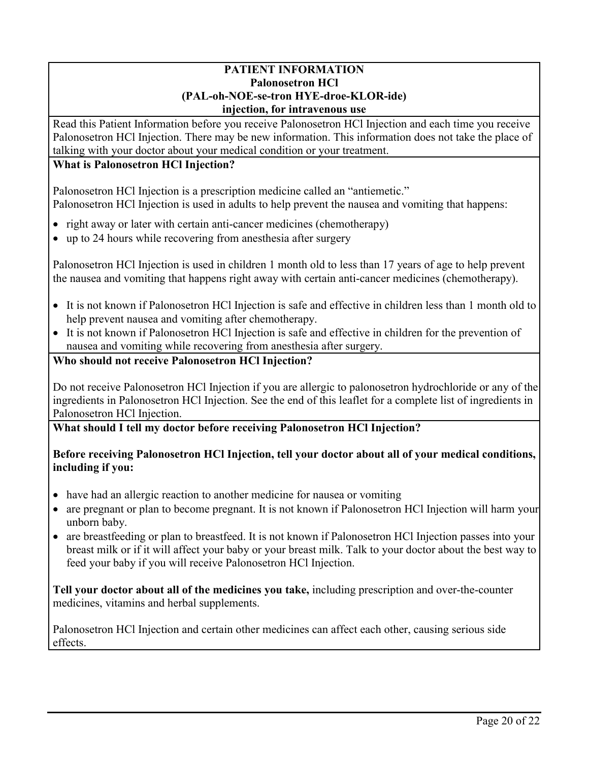# PATIENT INFORMATION
## Palonosetron HCl
## (PAL-oh-NOE-se-tron HYE-droe-KLOR-ide)
## injection, for intravenous use

Read this Patient Information before you receive Palonosetron HCl Injection and each time you receive Palonosetron HCl Injection. There may be new information. This information does not take the place of talking with your doctor about your medical condition or your treatment.

**What is Palonosetron HCl Injection?**

Palonosetron HCl Injection is a prescription medicine called an "antiemetic."
Palonosetron HCl Injection is used in adults to help prevent the nausea and vomiting that happens:

- right away or later with certain anti-cancer medicines (chemotherapy)
- up to 24 hours while recovering from anesthesia after surgery

Palonosetron HCl Injection is used in children 1 month old to less than 17 years of age to help prevent the nausea and vomiting that happens right away with certain anti-cancer medicines (chemotherapy).

- It is not known if Palonosetron HCl Injection is safe and effective in children less than 1 month old to help prevent nausea and vomiting after chemotherapy.
- It is not known if Palonosetron HCl Injection is safe and effective in children for the prevention of nausea and vomiting while recovering from anesthesia after surgery.

**Who should not receive Palonosetron HCl Injection?**

Do not receive Palonosetron HCl Injection if you are allergic to palonosetron hydrochloride or any of the ingredients in Palonosetron HCl Injection. See the end of this leaflet for a complete list of ingredients in Palonosetron HCl Injection.

**What should I tell my doctor before receiving Palonosetron HCl Injection?**

**Before receiving Palonosetron HCl Injection, tell your doctor about all of your medical conditions, including if you:**

- have had an allergic reaction to another medicine for nausea or vomiting
- are pregnant or plan to become pregnant. It is not known if Palonosetron HCl Injection will harm your unborn baby.
- are breastfeeding or plan to breastfeed. It is not known if Palonosetron HCl Injection passes into your breast milk or if it will affect your baby or your breast milk. Talk to your doctor about the best way to feed your baby if you will receive Palonosetron HCl Injection.

**Tell your doctor about all of the medicines you take,** including prescription and over-the-counter medicines, vitamins and herbal supplements.

Palonosetron HCl Injection and certain other medicines can affect each other, causing serious side effects.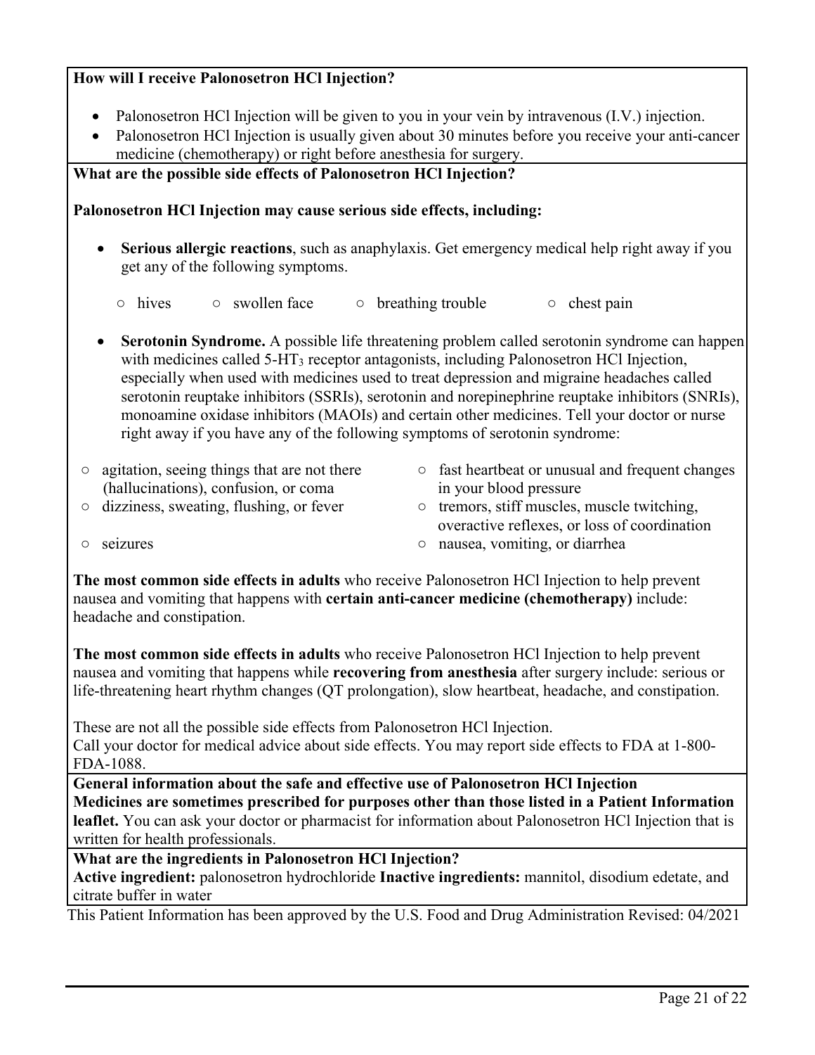**How will I receive Palonosetron HCl Injection?**

- Palonosetron HCl Injection will be given to you in your vein by intravenous (I.V.) injection.
- Palonosetron HCl Injection is usually given about 30 minutes before you receive your anti-cancer medicine (chemotherapy) or right before anesthesia for surgery.

**What are the possible side effects of Palonosetron HCl Injection?**

**Palonosetron HCl Injection may cause serious side effects, including:**

- **Serious allergic reactions**, such as anaphylaxis. Get emergency medical help right away if you get any of the following symptoms.
  - hives
  - swollen face
  - breathing trouble
  - chest pain
- **Serotonin Syndrome.** A possible life threatening problem called serotonin syndrome can happen with medicines called 5-$HT_3$ receptor antagonists, including Palonosetron HCl Injection, especially when used with medicines used to treat depression and migraine headaches called serotonin reuptake inhibitors (SSRIs), serotonin and norepinephrine reuptake inhibitors (SNRIs), monoamine oxidase inhibitors (MAOIs) and certain other medicines. Tell your doctor or nurse right away if you have any of the following symptoms of serotonin syndrome:
  - agitation, seeing things that are not there (hallucinations), confusion, or coma
  - dizziness, sweating, flushing, or fever
  - seizures
  - fast heartbeat or unusual and frequent changes in your blood pressure
  - tremors, stiff muscles, muscle twitching, overactive reflexes, or loss of coordination
  - nausea, vomiting, or diarrhea

**The most common side effects in adults** who receive Palonosetron HCl Injection to help prevent nausea and vomiting that happens with **certain anti-cancer medicine (chemotherapy)** include: headache and constipation.

**The most common side effects in adults** who receive Palonosetron HCl Injection to help prevent nausea and vomiting that happens while **recovering from anesthesia** after surgery include: serious or life-threatening heart rhythm changes (QT prolongation), slow heartbeat, headache, and constipation.

These are not all the possible side effects from Palonosetron HCl Injection.
Call your doctor for medical advice about side effects. You may report side effects to FDA at 1-800-FDA-1088.

**General information about the safe and effective use of Palonosetron HCl Injection**

**Medicines are sometimes prescribed for purposes other than those listed in a Patient Information leaflet.** You can ask your doctor or pharmacist for information about Palonosetron HCl Injection that is written for health professionals.

**What are the ingredients in Palonosetron HCl Injection?**

**Active ingredient:** palonosetron hydrochloride **Inactive ingredients:** mannitol, disodium edetate, and citrate buffer in water

This Patient Information has been approved by the U.S. Food and Drug Administration Revised: 04/2021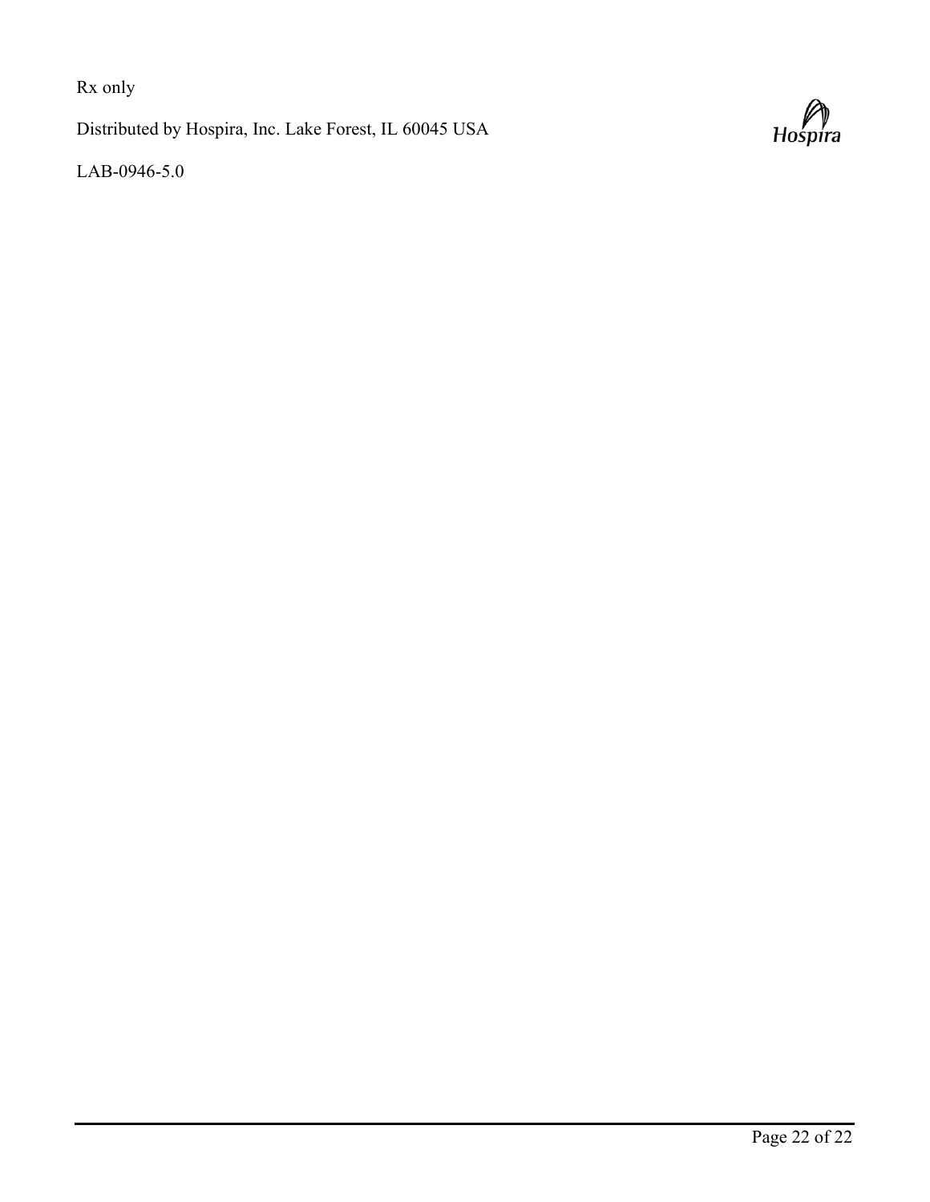Rx only

Distributed by Hospira, Inc. Lake Forest, IL 60045 USA

LAB-0946-5.0